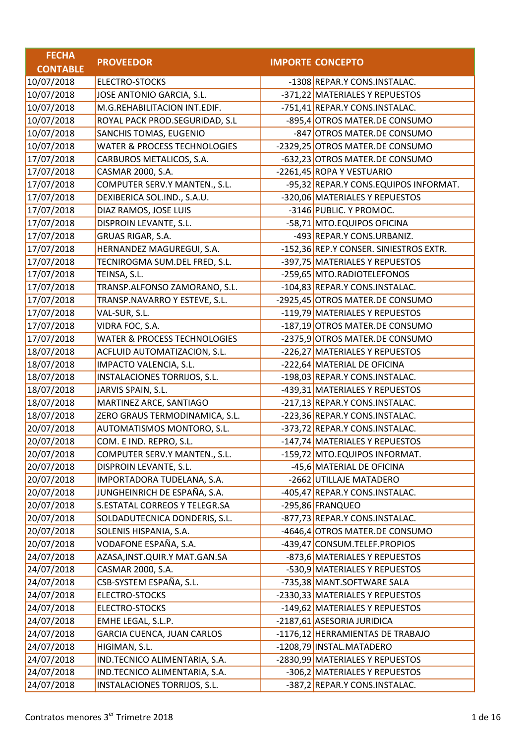| FECHA CONTABLE | PROVEEDOR | IMPORTE | CONCEPTO |
|---|---|---|---|
| 10/07/2018 | ELECTRO-STOCKS | -1308 | REPAR.Y CONS.INSTALAC. |
| 10/07/2018 | JOSE ANTONIO GARCIA, S.L. | -371,22 | MATERIALES Y REPUESTOS |
| 10/07/2018 | M.G.REHABILITACION INT.EDIF. | -751,41 | REPAR.Y CONS.INSTALAC. |
| 10/07/2018 | ROYAL PACK PROD.SEGURIDAD, S.L | -895,4 | OTROS MATER.DE CONSUMO |
| 10/07/2018 | SANCHIS TOMAS, EUGENIO | -847 | OTROS MATER.DE CONSUMO |
| 10/07/2018 | WATER & PROCESS TECHNOLOGIES | -2329,25 | OTROS MATER.DE CONSUMO |
| 17/07/2018 | CARBUROS METALICOS, S.A. | -632,23 | OTROS MATER.DE CONSUMO |
| 17/07/2018 | CASMAR 2000, S.A. | -2261,45 | ROPA Y VESTUARIO |
| 17/07/2018 | COMPUTER SERV.Y MANTEN., S.L. | -95,32 | REPAR.Y CONS.EQUIPOS INFORMAT. |
| 17/07/2018 | DEXIBERICA SOL.IND., S.A.U. | -320,06 | MATERIALES Y REPUESTOS |
| 17/07/2018 | DIAZ RAMOS, JOSE LUIS | -3146 | PUBLIC. Y PROMOC. |
| 17/07/2018 | DISPROIN LEVANTE, S.L. | -58,71 | MTO.EQUIPOS OFICINA |
| 17/07/2018 | GRUAS RIGAR, S.A. | -493 | REPAR.Y CONS.URBANIZ. |
| 17/07/2018 | HERNANDEZ MAGUREGUI, S.A. | -152,36 | REP.Y CONSER. SINIESTROS EXTR. |
| 17/07/2018 | TECNIROGMA SUM.DEL FRED, S.L. | -397,75 | MATERIALES Y REPUESTOS |
| 17/07/2018 | TEINSA, S.L. | -259,65 | MTO.RADIOTELEFONOS |
| 17/07/2018 | TRANSP.ALFONSO ZAMORANO, S.L. | -104,83 | REPAR.Y CONS.INSTALAC. |
| 17/07/2018 | TRANSP.NAVARRO Y ESTEVE, S.L. | -2925,45 | OTROS MATER.DE CONSUMO |
| 17/07/2018 | VAL-SUR, S.L. | -119,79 | MATERIALES Y REPUESTOS |
| 17/07/2018 | VIDRA FOC, S.A. | -187,19 | OTROS MATER.DE CONSUMO |
| 17/07/2018 | WATER & PROCESS TECHNOLOGIES | -2375,9 | OTROS MATER.DE CONSUMO |
| 18/07/2018 | ACFLUID AUTOMATIZACION, S.L. | -226,27 | MATERIALES Y REPUESTOS |
| 18/07/2018 | IMPACTO VALENCIA, S.L. | -222,64 | MATERIAL DE OFICINA |
| 18/07/2018 | INSTALACIONES TORRIJOS, S.L. | -198,03 | REPAR.Y CONS.INSTALAC. |
| 18/07/2018 | JARVIS SPAIN, S.L. | -439,31 | MATERIALES Y REPUESTOS |
| 18/07/2018 | MARTINEZ ARCE, SANTIAGO | -217,13 | REPAR.Y CONS.INSTALAC. |
| 18/07/2018 | ZERO GRAUS TERMODINAMICA, S.L. | -223,36 | REPAR.Y CONS.INSTALAC. |
| 20/07/2018 | AUTOMATISMOS MONTORO, S.L. | -373,72 | REPAR.Y CONS.INSTALAC. |
| 20/07/2018 | COM. E IND. REPRO, S.L. | -147,74 | MATERIALES Y REPUESTOS |
| 20/07/2018 | COMPUTER SERV.Y MANTEN., S.L. | -159,72 | MTO.EQUIPOS INFORMAT. |
| 20/07/2018 | DISPROIN LEVANTE, S.L. | -45,6 | MATERIAL DE OFICINA |
| 20/07/2018 | IMPORTADORA TUDELANA, S.A. | -2662 | UTILLAJE MATADERO |
| 20/07/2018 | JUNGHEINRICH DE ESPAÑA, S.A. | -405,47 | REPAR.Y CONS.INSTALAC. |
| 20/07/2018 | S.ESTATAL CORREOS Y TELEGR.SA | -295,86 | FRANQUEO |
| 20/07/2018 | SOLDADUTECNICA DONDERIS, S.L. | -877,73 | REPAR.Y CONS.INSTALAC. |
| 20/07/2018 | SOLENIS HISPANIA, S.A. | -4646,4 | OTROS MATER.DE CONSUMO |
| 20/07/2018 | VODAFONE ESPAÑA, S.A. | -439,47 | CONSUM.TELEF.PROPIOS |
| 24/07/2018 | AZASA,INST.QUIR.Y MAT.GAN.SA | -873,6 | MATERIALES Y REPUESTOS |
| 24/07/2018 | CASMAR 2000, S.A. | -530,9 | MATERIALES Y REPUESTOS |
| 24/07/2018 | CSB-SYSTEM ESPAÑA, S.L. | -735,38 | MANT.SOFTWARE SALA |
| 24/07/2018 | ELECTRO-STOCKS | -2330,33 | MATERIALES Y REPUESTOS |
| 24/07/2018 | ELECTRO-STOCKS | -149,62 | MATERIALES Y REPUESTOS |
| 24/07/2018 | EMHE LEGAL, S.L.P. | -2187,61 | ASESORIA JURIDICA |
| 24/07/2018 | GARCIA CUENCA, JUAN CARLOS | -1176,12 | HERRAMIENTAS DE TRABAJO |
| 24/07/2018 | HIGIMAN, S.L. | -1208,79 | INSTAL.MATADERO |
| 24/07/2018 | IND.TECNICO ALIMENTARIA, S.A. | -2830,99 | MATERIALES Y REPUESTOS |
| 24/07/2018 | IND.TECNICO ALIMENTARIA, S.A. | -306,2 | MATERIALES Y REPUESTOS |
| 24/07/2018 | INSTALACIONES TORRIJOS, S.L. | -387,2 | REPAR.Y CONS.INSTALAC. |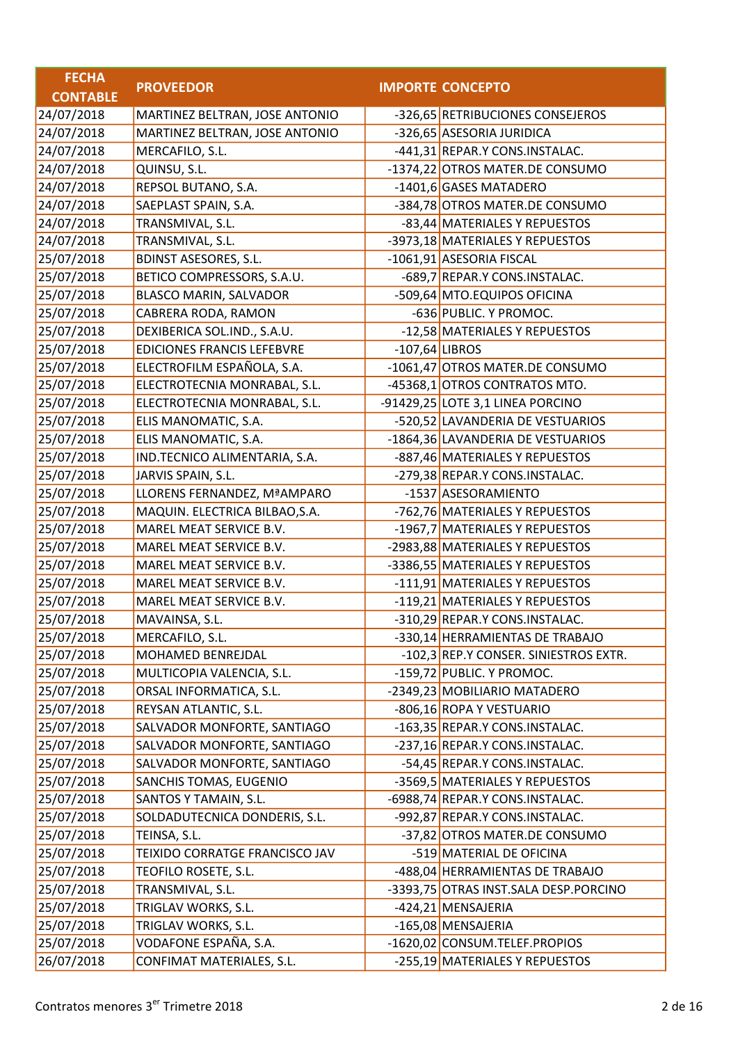| FECHA CONTABLE | PROVEEDOR | IMPORTE | CONCEPTO |
|---|---|---|---|
| 24/07/2018 | MARTINEZ BELTRAN, JOSE ANTONIO | -326,65 | RETRIBUCIONES CONSEJEROS |
| 24/07/2018 | MARTINEZ BELTRAN, JOSE ANTONIO | -326,65 | ASESORIA JURIDICA |
| 24/07/2018 | MERCAFILO, S.L. | -441,31 | REPAR.Y CONS.INSTALAC. |
| 24/07/2018 | QUINSU, S.L. | -1374,22 | OTROS MATER.DE CONSUMO |
| 24/07/2018 | REPSOL BUTANO, S.A. | -1401,6 | GASES MATADERO |
| 24/07/2018 | SAEPLAST SPAIN, S.A. | -384,78 | OTROS MATER.DE CONSUMO |
| 24/07/2018 | TRANSMIVAL, S.L. | -83,44 | MATERIALES Y REPUESTOS |
| 24/07/2018 | TRANSMIVAL, S.L. | -3973,18 | MATERIALES Y REPUESTOS |
| 25/07/2018 | BDINST ASESORES, S.L. | -1061,91 | ASESORIA FISCAL |
| 25/07/2018 | BETICO COMPRESSORS, S.A.U. | -689,7 | REPAR.Y CONS.INSTALAC. |
| 25/07/2018 | BLASCO MARIN, SALVADOR | -509,64 | MTO.EQUIPOS OFICINA |
| 25/07/2018 | CABRERA RODA, RAMON | -636 | PUBLIC. Y PROMOC. |
| 25/07/2018 | DEXIBERICA SOL.IND., S.A.U. | -12,58 | MATERIALES Y REPUESTOS |
| 25/07/2018 | EDICIONES FRANCIS LEFEBVRE | -107,64 | LIBROS |
| 25/07/2018 | ELECTROFILM ESPAÑOLA, S.A. | -1061,47 | OTROS MATER.DE CONSUMO |
| 25/07/2018 | ELECTROTECNIA MONRABAL, S.L. | -45368,1 | OTROS CONTRATOS MTO. |
| 25/07/2018 | ELECTROTECNIA MONRABAL, S.L. | -91429,25 | LOTE 3,1 LINEA PORCINO |
| 25/07/2018 | ELIS MANOMATIC, S.A. | -520,52 | LAVANDERIA DE VESTUARIOS |
| 25/07/2018 | ELIS MANOMATIC, S.A. | -1864,36 | LAVANDERIA DE VESTUARIOS |
| 25/07/2018 | IND.TECNICO ALIMENTARIA, S.A. | -887,46 | MATERIALES Y REPUESTOS |
| 25/07/2018 | JARVIS SPAIN, S.L. | -279,38 | REPAR.Y CONS.INSTALAC. |
| 25/07/2018 | LLORENS FERNANDEZ, MªAMPARO | -1537 | ASESORAMIENTO |
| 25/07/2018 | MAQUIN. ELECTRICA BILBAO,S.A. | -762,76 | MATERIALES Y REPUESTOS |
| 25/07/2018 | MAREL MEAT SERVICE B.V. | -1967,7 | MATERIALES Y REPUESTOS |
| 25/07/2018 | MAREL MEAT SERVICE B.V. | -2983,88 | MATERIALES Y REPUESTOS |
| 25/07/2018 | MAREL MEAT SERVICE B.V. | -3386,55 | MATERIALES Y REPUESTOS |
| 25/07/2018 | MAREL MEAT SERVICE B.V. | -111,91 | MATERIALES Y REPUESTOS |
| 25/07/2018 | MAREL MEAT SERVICE B.V. | -119,21 | MATERIALES Y REPUESTOS |
| 25/07/2018 | MAVAINSA, S.L. | -310,29 | REPAR.Y CONS.INSTALAC. |
| 25/07/2018 | MERCAFILO, S.L. | -330,14 | HERRAMIENTAS DE TRABAJO |
| 25/07/2018 | MOHAMED BENREJDAL | -102,3 | REP.Y CONSER. SINIESTROS EXTR. |
| 25/07/2018 | MULTICOPIA VALENCIA, S.L. | -159,72 | PUBLIC. Y PROMOC. |
| 25/07/2018 | ORSAL INFORMATICA, S.L. | -2349,23 | MOBILIARIO MATADERO |
| 25/07/2018 | REYSAN ATLANTIC, S.L. | -806,16 | ROPA Y VESTUARIO |
| 25/07/2018 | SALVADOR MONFORTE, SANTIAGO | -163,35 | REPAR.Y CONS.INSTALAC. |
| 25/07/2018 | SALVADOR MONFORTE, SANTIAGO | -237,16 | REPAR.Y CONS.INSTALAC. |
| 25/07/2018 | SALVADOR MONFORTE, SANTIAGO | -54,45 | REPAR.Y CONS.INSTALAC. |
| 25/07/2018 | SANCHIS TOMAS, EUGENIO | -3569,5 | MATERIALES Y REPUESTOS |
| 25/07/2018 | SANTOS Y TAMAIN, S.L. | -6988,74 | REPAR.Y CONS.INSTALAC. |
| 25/07/2018 | SOLDADUTECNICA DONDERIS, S.L. | -992,87 | REPAR.Y CONS.INSTALAC. |
| 25/07/2018 | TEINSA, S.L. | -37,82 | OTROS MATER.DE CONSUMO |
| 25/07/2018 | TEIXIDO CORRATGE FRANCISCO JAV | -519 | MATERIAL DE OFICINA |
| 25/07/2018 | TEOFILO ROSETE, S.L. | -488,04 | HERRAMIENTAS DE TRABAJO |
| 25/07/2018 | TRANSMIVAL, S.L. | -3393,75 | OTRAS INST.SALA DESP.PORCINO |
| 25/07/2018 | TRIGLAV WORKS, S.L. | -424,21 | MENSAJERIA |
| 25/07/2018 | TRIGLAV WORKS, S.L. | -165,08 | MENSAJERIA |
| 25/07/2018 | VODAFONE ESPAÑA, S.A. | -1620,02 | CONSUM.TELEF.PROPIOS |
| 26/07/2018 | CONFIMAT MATERIALES, S.L. | -255,19 | MATERIALES Y REPUESTOS |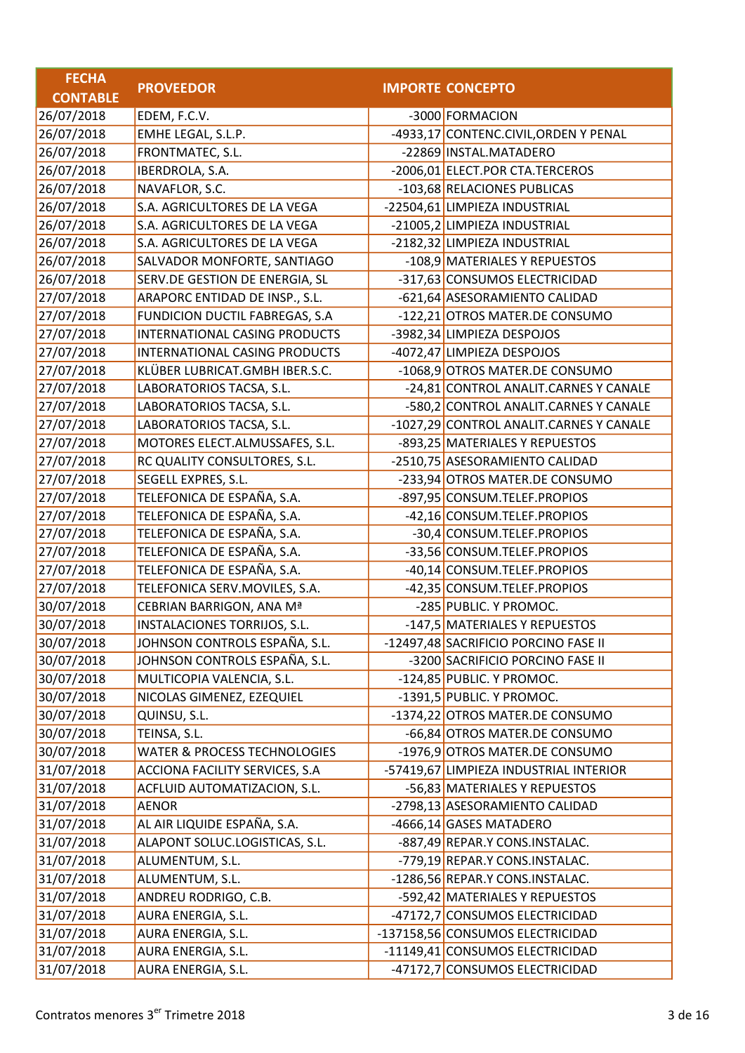| FECHA CONTABLE | PROVEEDOR | IMPORTE | CONCEPTO |
|---|---|---|---|
| 26/07/2018 | EDEM, F.C.V. | -3000 | FORMACION |
| 26/07/2018 | EMHE LEGAL, S.L.P. | -4933,17 | CONTENC.CIVIL,ORDEN Y PENAL |
| 26/07/2018 | FRONTMATEC, S.L. | -22869 | INSTAL.MATADERO |
| 26/07/2018 | IBERDROLA, S.A. | -2006,01 | ELECT.POR CTA.TERCEROS |
| 26/07/2018 | NAVAFLOR, S.C. | -103,68 | RELACIONES PUBLICAS |
| 26/07/2018 | S.A. AGRICULTORES DE LA VEGA | -22504,61 | LIMPIEZA INDUSTRIAL |
| 26/07/2018 | S.A. AGRICULTORES DE LA VEGA | -21005,2 | LIMPIEZA INDUSTRIAL |
| 26/07/2018 | S.A. AGRICULTORES DE LA VEGA | -2182,32 | LIMPIEZA INDUSTRIAL |
| 26/07/2018 | SALVADOR MONFORTE, SANTIAGO | -108,9 | MATERIALES Y REPUESTOS |
| 26/07/2018 | SERV.DE GESTION DE ENERGIA, SL | -317,63 | CONSUMOS ELECTRICIDAD |
| 27/07/2018 | ARAPORC ENTIDAD DE INSP., S.L. | -621,64 | ASESORAMIENTO CALIDAD |
| 27/07/2018 | FUNDICION DUCTIL FABREGAS, S.A | -122,21 | OTROS MATER.DE CONSUMO |
| 27/07/2018 | INTERNATIONAL CASING PRODUCTS | -3982,34 | LIMPIEZA DESPOJOS |
| 27/07/2018 | INTERNATIONAL CASING PRODUCTS | -4072,47 | LIMPIEZA DESPOJOS |
| 27/07/2018 | KLÜBER LUBRICAT.GMBH IBER.S.C. | -1068,9 | OTROS MATER.DE CONSUMO |
| 27/07/2018 | LABORATORIOS TACSA, S.L. | -24,81 | CONTROL ANALIT.CARNES Y CANALE |
| 27/07/2018 | LABORATORIOS TACSA, S.L. | -580,2 | CONTROL ANALIT.CARNES Y CANALE |
| 27/07/2018 | LABORATORIOS TACSA, S.L. | -1027,29 | CONTROL ANALIT.CARNES Y CANALE |
| 27/07/2018 | MOTORES ELECT.ALMUSSAFES, S.L. | -893,25 | MATERIALES Y REPUESTOS |
| 27/07/2018 | RC QUALITY CONSULTORES, S.L. | -2510,75 | ASESORAMIENTO CALIDAD |
| 27/07/2018 | SEGELL EXPRES, S.L. | -233,94 | OTROS MATER.DE CONSUMO |
| 27/07/2018 | TELEFONICA DE ESPAÑA, S.A. | -897,95 | CONSUM.TELEF.PROPIOS |
| 27/07/2018 | TELEFONICA DE ESPAÑA, S.A. | -42,16 | CONSUM.TELEF.PROPIOS |
| 27/07/2018 | TELEFONICA DE ESPAÑA, S.A. | -30,4 | CONSUM.TELEF.PROPIOS |
| 27/07/2018 | TELEFONICA DE ESPAÑA, S.A. | -33,56 | CONSUM.TELEF.PROPIOS |
| 27/07/2018 | TELEFONICA DE ESPAÑA, S.A. | -40,14 | CONSUM.TELEF.PROPIOS |
| 27/07/2018 | TELEFONICA SERV.MOVILES, S.A. | -42,35 | CONSUM.TELEF.PROPIOS |
| 30/07/2018 | CEBRIAN BARRIGON, ANA Mª | -285 | PUBLIC. Y PROMOC. |
| 30/07/2018 | INSTALACIONES TORRIJOS, S.L. | -147,5 | MATERIALES Y REPUESTOS |
| 30/07/2018 | JOHNSON CONTROLS ESPAÑA, S.L. | -12497,48 | SACRIFICIO PORCINO FASE II |
| 30/07/2018 | JOHNSON CONTROLS ESPAÑA, S.L. | -3200 | SACRIFICIO PORCINO FASE II |
| 30/07/2018 | MULTICOPIA VALENCIA, S.L. | -124,85 | PUBLIC. Y PROMOC. |
| 30/07/2018 | NICOLAS GIMENEZ, EZEQUIEL | -1391,5 | PUBLIC. Y PROMOC. |
| 30/07/2018 | QUINSU, S.L. | -1374,22 | OTROS MATER.DE CONSUMO |
| 30/07/2018 | TEINSA, S.L. | -66,84 | OTROS MATER.DE CONSUMO |
| 30/07/2018 | WATER & PROCESS TECHNOLOGIES | -1976,9 | OTROS MATER.DE CONSUMO |
| 31/07/2018 | ACCIONA FACILITY SERVICES, S.A | -57419,67 | LIMPIEZA INDUSTRIAL INTERIOR |
| 31/07/2018 | ACFLUID AUTOMATIZACION, S.L. | -56,83 | MATERIALES Y REPUESTOS |
| 31/07/2018 | AENOR | -2798,13 | ASESORAMIENTO CALIDAD |
| 31/07/2018 | AL AIR LIQUIDE ESPAÑA, S.A. | -4666,14 | GASES MATADERO |
| 31/07/2018 | ALAPONT SOLUC.LOGISTICAS, S.L. | -887,49 | REPAR.Y CONS.INSTALAC. |
| 31/07/2018 | ALUMENTUM, S.L. | -779,19 | REPAR.Y CONS.INSTALAC. |
| 31/07/2018 | ALUMENTUM, S.L. | -1286,56 | REPAR.Y CONS.INSTALAC. |
| 31/07/2018 | ANDREU RODRIGO, C.B. | -592,42 | MATERIALES Y REPUESTOS |
| 31/07/2018 | AURA ENERGIA, S.L. | -47172,7 | CONSUMOS ELECTRICIDAD |
| 31/07/2018 | AURA ENERGIA, S.L. | -137158,56 | CONSUMOS ELECTRICIDAD |
| 31/07/2018 | AURA ENERGIA, S.L. | -11149,41 | CONSUMOS ELECTRICIDAD |
| 31/07/2018 | AURA ENERGIA, S.L. | -47172,7 | CONSUMOS ELECTRICIDAD |

Contratos menores 3[er] Trimetre 2018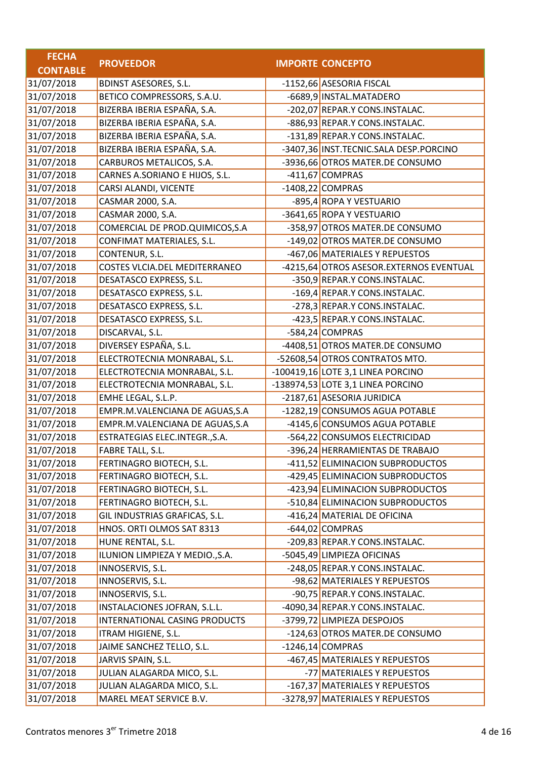| FECHA CONTABLE | PROVEEDOR | IMPORTE | CONCEPTO |
|---|---|---|---|
| 31/07/2018 | BDINST ASESORES, S.L. | -1152,66 | ASESORIA FISCAL |
| 31/07/2018 | BETICO COMPRESSORS, S.A.U. | -6689,9 | INSTAL.MATADERO |
| 31/07/2018 | BIZERBA IBERIA ESPAÑA, S.A. | -202,07 | REPAR.Y CONS.INSTALAC. |
| 31/07/2018 | BIZERBA IBERIA ESPAÑA, S.A. | -886,93 | REPAR.Y CONS.INSTALAC. |
| 31/07/2018 | BIZERBA IBERIA ESPAÑA, S.A. | -131,89 | REPAR.Y CONS.INSTALAC. |
| 31/07/2018 | BIZERBA IBERIA ESPAÑA, S.A. | -3407,36 | INST.TECNIC.SALA DESP.PORCINO |
| 31/07/2018 | CARBUROS METALICOS, S.A. | -3936,66 | OTROS MATER.DE CONSUMO |
| 31/07/2018 | CARNES A.SORIANO E HIJOS, S.L. | -411,67 | COMPRAS |
| 31/07/2018 | CARSI ALANDI, VICENTE | -1408,22 | COMPRAS |
| 31/07/2018 | CASMAR 2000, S.A. | -895,4 | ROPA Y VESTUARIO |
| 31/07/2018 | CASMAR 2000, S.A. | -3641,65 | ROPA Y VESTUARIO |
| 31/07/2018 | COMERCIAL DE PROD.QUIMICOS,S.A | -358,97 | OTROS MATER.DE CONSUMO |
| 31/07/2018 | CONFIMAT MATERIALES, S.L. | -149,02 | OTROS MATER.DE CONSUMO |
| 31/07/2018 | CONTENUR, S.L. | -467,06 | MATERIALES Y REPUESTOS |
| 31/07/2018 | COSTES VLCIA.DEL MEDITERRANEO | -4215,64 | OTROS ASESOR.EXTERNOS EVENTUAL |
| 31/07/2018 | DESATASCO EXPRESS, S.L. | -350,9 | REPAR.Y CONS.INSTALAC. |
| 31/07/2018 | DESATASCO EXPRESS, S.L. | -169,4 | REPAR.Y CONS.INSTALAC. |
| 31/07/2018 | DESATASCO EXPRESS, S.L. | -278,3 | REPAR.Y CONS.INSTALAC. |
| 31/07/2018 | DESATASCO EXPRESS, S.L. | -423,5 | REPAR.Y CONS.INSTALAC. |
| 31/07/2018 | DISCARVAL, S.L. | -584,24 | COMPRAS |
| 31/07/2018 | DIVERSEY ESPAÑA, S.L. | -4408,51 | OTROS MATER.DE CONSUMO |
| 31/07/2018 | ELECTROTECNIA MONRABAL, S.L. | -52608,54 | OTROS CONTRATOS MTO. |
| 31/07/2018 | ELECTROTECNIA MONRABAL, S.L. | -100419,16 | LOTE 3,1 LINEA PORCINO |
| 31/07/2018 | ELECTROTECNIA MONRABAL, S.L. | -138974,53 | LOTE 3,1 LINEA PORCINO |
| 31/07/2018 | EMHE LEGAL, S.L.P. | -2187,61 | ASESORIA JURIDICA |
| 31/07/2018 | EMPR.M.VALENCIANA DE AGUAS,S.A | -1282,19 | CONSUMOS AGUA POTABLE |
| 31/07/2018 | EMPR.M.VALENCIANA DE AGUAS,S.A | -4145,6 | CONSUMOS AGUA POTABLE |
| 31/07/2018 | ESTRATEGIAS ELEC.INTEGR.,S.A. | -564,22 | CONSUMOS ELECTRICIDAD |
| 31/07/2018 | FABRE TALL, S.L. | -396,24 | HERRAMIENTAS DE TRABAJO |
| 31/07/2018 | FERTINAGRO BIOTECH, S.L. | -411,52 | ELIMINACION SUBPRODUCTOS |
| 31/07/2018 | FERTINAGRO BIOTECH, S.L. | -429,45 | ELIMINACION SUBPRODUCTOS |
| 31/07/2018 | FERTINAGRO BIOTECH, S.L. | -423,94 | ELIMINACION SUBPRODUCTOS |
| 31/07/2018 | FERTINAGRO BIOTECH, S.L. | -510,84 | ELIMINACION SUBPRODUCTOS |
| 31/07/2018 | GIL INDUSTRIAS GRAFICAS, S.L. | -416,24 | MATERIAL DE OFICINA |
| 31/07/2018 | HNOS. ORTI OLMOS SAT 8313 | -644,02 | COMPRAS |
| 31/07/2018 | HUNE RENTAL, S.L. | -209,83 | REPAR.Y CONS.INSTALAC. |
| 31/07/2018 | ILUNION LIMPIEZA Y MEDIO.,S.A. | -5045,49 | LIMPIEZA OFICINAS |
| 31/07/2018 | INNOSERVIS, S.L. | -248,05 | REPAR.Y CONS.INSTALAC. |
| 31/07/2018 | INNOSERVIS, S.L. | -98,62 | MATERIALES Y REPUESTOS |
| 31/07/2018 | INNOSERVIS, S.L. | -90,75 | REPAR.Y CONS.INSTALAC. |
| 31/07/2018 | INSTALACIONES JOFRAN, S.L.L. | -4090,34 | REPAR.Y CONS.INSTALAC. |
| 31/07/2018 | INTERNATIONAL CASING PRODUCTS | -3799,72 | LIMPIEZA DESPOJOS |
| 31/07/2018 | ITRAM HIGIENE, S.L. | -124,63 | OTROS MATER.DE CONSUMO |
| 31/07/2018 | JAIME SANCHEZ TELLO, S.L. | -1246,14 | COMPRAS |
| 31/07/2018 | JARVIS SPAIN, S.L. | -467,45 | MATERIALES Y REPUESTOS |
| 31/07/2018 | JULIAN ALAGARDA MICO, S.L. | -77 | MATERIALES Y REPUESTOS |
| 31/07/2018 | JULIAN ALAGARDA MICO, S.L. | -167,37 | MATERIALES Y REPUESTOS |
| 31/07/2018 | MAREL MEAT SERVICE B.V. | -3278,97 | MATERIALES Y REPUESTOS |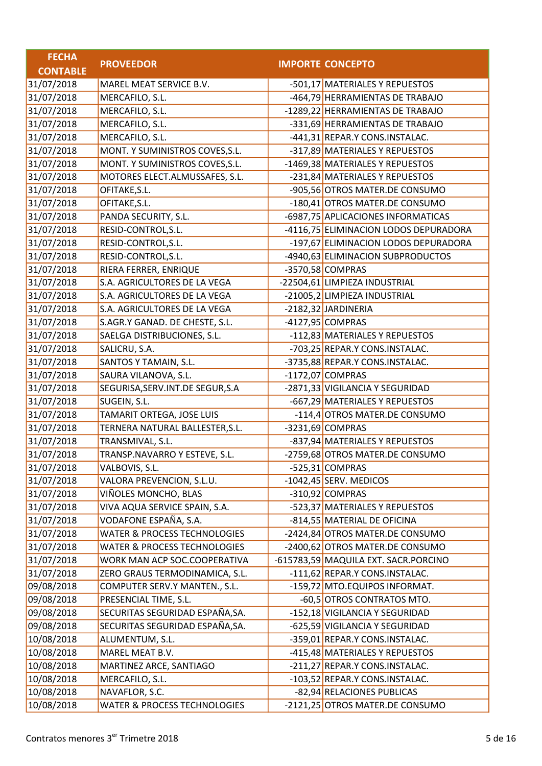| FECHA CONTABLE | PROVEEDOR | IMPORTE | CONCEPTO |
|---|---|---|---|
| 31/07/2018 | MAREL MEAT SERVICE B.V. | -501,17 | MATERIALES Y REPUESTOS |
| 31/07/2018 | MERCAFILO, S.L. | -464,79 | HERRAMIENTAS DE TRABAJO |
| 31/07/2018 | MERCAFILO, S.L. | -1289,22 | HERRAMIENTAS DE TRABAJO |
| 31/07/2018 | MERCAFILO, S.L. | -331,69 | HERRAMIENTAS DE TRABAJO |
| 31/07/2018 | MERCAFILO, S.L. | -441,31 | REPAR.Y CONS.INSTALAC. |
| 31/07/2018 | MONT. Y SUMINISTROS COVES,S.L. | -317,89 | MATERIALES Y REPUESTOS |
| 31/07/2018 | MONT. Y SUMINISTROS COVES,S.L. | -1469,38 | MATERIALES Y REPUESTOS |
| 31/07/2018 | MOTORES ELECT.ALMUSSAFES, S.L. | -231,84 | MATERIALES Y REPUESTOS |
| 31/07/2018 | OFITAKE,S.L. | -905,56 | OTROS MATER.DE CONSUMO |
| 31/07/2018 | OFITAKE,S.L. | -180,41 | OTROS MATER.DE CONSUMO |
| 31/07/2018 | PANDA SECURITY, S.L. | -6987,75 | APLICACIONES INFORMATICAS |
| 31/07/2018 | RESID-CONTROL,S.L. | -4116,75 | ELIMINACION LODOS DEPURADORA |
| 31/07/2018 | RESID-CONTROL,S.L. | -197,67 | ELIMINACION LODOS DEPURADORA |
| 31/07/2018 | RESID-CONTROL,S.L. | -4940,63 | ELIMINACION SUBPRODUCTOS |
| 31/07/2018 | RIERA FERRER, ENRIQUE | -3570,58 | COMPRAS |
| 31/07/2018 | S.A. AGRICULTORES DE LA VEGA | -22504,61 | LIMPIEZA INDUSTRIAL |
| 31/07/2018 | S.A. AGRICULTORES DE LA VEGA | -21005,2 | LIMPIEZA INDUSTRIAL |
| 31/07/2018 | S.A. AGRICULTORES DE LA VEGA | -2182,32 | JARDINERIA |
| 31/07/2018 | S.AGR.Y GANAD. DE CHESTE, S.L. | -4127,95 | COMPRAS |
| 31/07/2018 | SAELGA DISTRIBUCIONES, S.L. | -112,83 | MATERIALES Y REPUESTOS |
| 31/07/2018 | SALICRU, S.A. | -703,25 | REPAR.Y CONS.INSTALAC. |
| 31/07/2018 | SANTOS Y TAMAIN, S.L. | -3735,88 | REPAR.Y CONS.INSTALAC. |
| 31/07/2018 | SAURA VILANOVA, S.L. | -1172,07 | COMPRAS |
| 31/07/2018 | SEGURISA,SERV.INT.DE SEGUR,S.A | -2871,33 | VIGILANCIA Y SEGURIDAD |
| 31/07/2018 | SUGEIN, S.L. | -667,29 | MATERIALES Y REPUESTOS |
| 31/07/2018 | TAMARIT ORTEGA, JOSE LUIS | -114,4 | OTROS MATER.DE CONSUMO |
| 31/07/2018 | TERNERA NATURAL BALLESTER,S.L. | -3231,69 | COMPRAS |
| 31/07/2018 | TRANSMIVAL, S.L. | -837,94 | MATERIALES Y REPUESTOS |
| 31/07/2018 | TRANSP.NAVARRO Y ESTEVE, S.L. | -2759,68 | OTROS MATER.DE CONSUMO |
| 31/07/2018 | VALBOVIS, S.L. | -525,31 | COMPRAS |
| 31/07/2018 | VALORA PREVENCION, S.L.U. | -1042,45 | SERV. MEDICOS |
| 31/07/2018 | VIÑOLES MONCHO, BLAS | -310,92 | COMPRAS |
| 31/07/2018 | VIVA AQUA SERVICE SPAIN, S.A. | -523,37 | MATERIALES Y REPUESTOS |
| 31/07/2018 | VODAFONE ESPAÑA, S.A. | -814,55 | MATERIAL DE OFICINA |
| 31/07/2018 | WATER & PROCESS TECHNOLOGIES | -2424,84 | OTROS MATER.DE CONSUMO |
| 31/07/2018 | WATER & PROCESS TECHNOLOGIES | -2400,62 | OTROS MATER.DE CONSUMO |
| 31/07/2018 | WORK MAN ACP SOC.COOPERATIVA | -615783,59 | MAQUILA EXT. SACR.PORCINO |
| 31/07/2018 | ZERO GRAUS TERMODINAMICA, S.L. | -111,62 | REPAR.Y CONS.INSTALAC. |
| 09/08/2018 | COMPUTER SERV.Y MANTEN., S.L. | -159,72 | MTO.EQUIPOS INFORMAT. |
| 09/08/2018 | PRESENCIAL TIME, S.L. | -60,5 | OTROS CONTRATOS MTO. |
| 09/08/2018 | SECURITAS SEGURIDAD ESPAÑA,SA. | -152,18 | VIGILANCIA Y SEGURIDAD |
| 09/08/2018 | SECURITAS SEGURIDAD ESPAÑA,SA. | -625,59 | VIGILANCIA Y SEGURIDAD |
| 10/08/2018 | ALUMENTUM, S.L. | -359,01 | REPAR.Y CONS.INSTALAC. |
| 10/08/2018 | MAREL MEAT B.V. | -415,48 | MATERIALES Y REPUESTOS |
| 10/08/2018 | MARTINEZ ARCE, SANTIAGO | -211,27 | REPAR.Y CONS.INSTALAC. |
| 10/08/2018 | MERCAFILO, S.L. | -103,52 | REPAR.Y CONS.INSTALAC. |
| 10/08/2018 | NAVAFLOR, S.C. | -82,94 | RELACIONES PUBLICAS |
| 10/08/2018 | WATER & PROCESS TECHNOLOGIES | -2121,25 | OTROS MATER.DE CONSUMO |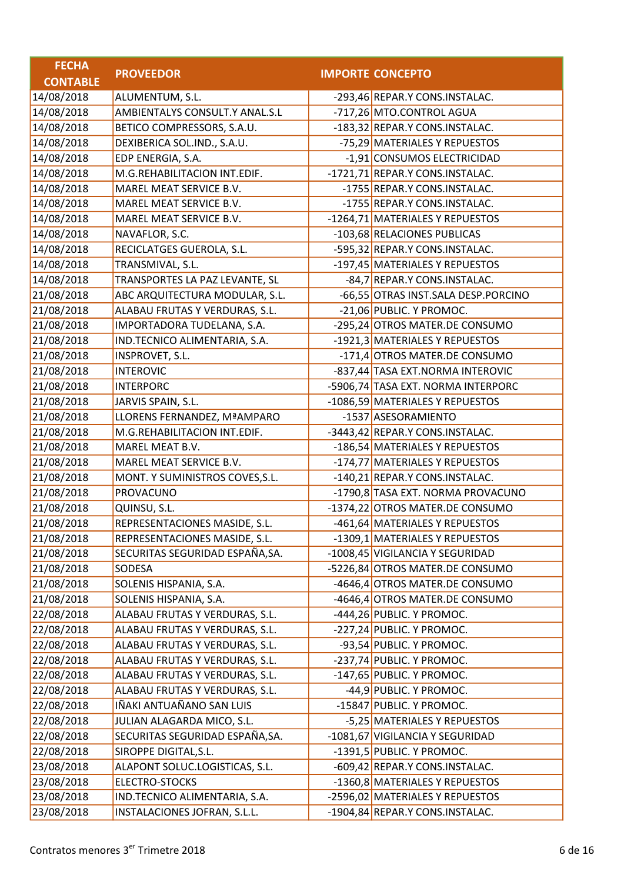| FECHA CONTABLE | PROVEEDOR | IMPORTE | CONCEPTO |
|---|---|---|---|
| 14/08/2018 | ALUMENTUM, S.L. | -293,46 | REPAR.Y CONS.INSTALAC. |
| 14/08/2018 | AMBIENTALYS CONSULT.Y ANAL.S.L | -717,26 | MTO.CONTROL AGUA |
| 14/08/2018 | BETICO COMPRESSORS, S.A.U. | -183,32 | REPAR.Y CONS.INSTALAC. |
| 14/08/2018 | DEXIBERICA SOL.IND., S.A.U. | -75,29 | MATERIALES Y REPUESTOS |
| 14/08/2018 | EDP ENERGIA, S.A. | -1,91 | CONSUMOS ELECTRICIDAD |
| 14/08/2018 | M.G.REHABILITACION INT.EDIF. | -1721,71 | REPAR.Y CONS.INSTALAC. |
| 14/08/2018 | MAREL MEAT SERVICE B.V. | -1755 | REPAR.Y CONS.INSTALAC. |
| 14/08/2018 | MAREL MEAT SERVICE B.V. | -1755 | REPAR.Y CONS.INSTALAC. |
| 14/08/2018 | MAREL MEAT SERVICE B.V. | -1264,71 | MATERIALES Y REPUESTOS |
| 14/08/2018 | NAVAFLOR, S.C. | -103,68 | RELACIONES PUBLICAS |
| 14/08/2018 | RECICLATGES GUEROLA, S.L. | -595,32 | REPAR.Y CONS.INSTALAC. |
| 14/08/2018 | TRANSMIVAL, S.L. | -197,45 | MATERIALES Y REPUESTOS |
| 14/08/2018 | TRANSPORTES LA PAZ LEVANTE, SL | -84,7 | REPAR.Y CONS.INSTALAC. |
| 21/08/2018 | ABC ARQUITECTURA MODULAR, S.L. | -66,55 | OTRAS INST.SALA DESP.PORCINO |
| 21/08/2018 | ALABAU FRUTAS Y VERDURAS, S.L. | -21,06 | PUBLIC. Y PROMOC. |
| 21/08/2018 | IMPORTADORA TUDELANA, S.A. | -295,24 | OTROS MATER.DE CONSUMO |
| 21/08/2018 | IND.TECNICO ALIMENTARIA, S.A. | -1921,3 | MATERIALES Y REPUESTOS |
| 21/08/2018 | INSPROVET, S.L. | -171,4 | OTROS MATER.DE CONSUMO |
| 21/08/2018 | INTEROVIC | -837,44 | TASA EXT.NORMA INTEROVIC |
| 21/08/2018 | INTERPORC | -5906,74 | TASA EXT. NORMA INTERPORC |
| 21/08/2018 | JARVIS SPAIN, S.L. | -1086,59 | MATERIALES Y REPUESTOS |
| 21/08/2018 | LLORENS FERNANDEZ, MªAMPARO | -1537 | ASESORAMIENTO |
| 21/08/2018 | M.G.REHABILITACION INT.EDIF. | -3443,42 | REPAR.Y CONS.INSTALAC. |
| 21/08/2018 | MAREL MEAT B.V. | -186,54 | MATERIALES Y REPUESTOS |
| 21/08/2018 | MAREL MEAT SERVICE B.V. | -174,77 | MATERIALES Y REPUESTOS |
| 21/08/2018 | MONT. Y SUMINISTROS COVES,S.L. | -140,21 | REPAR.Y CONS.INSTALAC. |
| 21/08/2018 | PROVACUNO | -1790,8 | TASA EXT. NORMA PROVACUNO |
| 21/08/2018 | QUINSU, S.L. | -1374,22 | OTROS MATER.DE CONSUMO |
| 21/08/2018 | REPRESENTACIONES MASIDE, S.L. | -461,64 | MATERIALES Y REPUESTOS |
| 21/08/2018 | REPRESENTACIONES MASIDE, S.L. | -1309,1 | MATERIALES Y REPUESTOS |
| 21/08/2018 | SECURITAS SEGURIDAD ESPAÑA,SA. | -1008,45 | VIGILANCIA Y SEGURIDAD |
| 21/08/2018 | SODESA | -5226,84 | OTROS MATER.DE CONSUMO |
| 21/08/2018 | SOLENIS HISPANIA, S.A. | -4646,4 | OTROS MATER.DE CONSUMO |
| 21/08/2018 | SOLENIS HISPANIA, S.A. | -4646,4 | OTROS MATER.DE CONSUMO |
| 22/08/2018 | ALABAU FRUTAS Y VERDURAS, S.L. | -444,26 | PUBLIC. Y PROMOC. |
| 22/08/2018 | ALABAU FRUTAS Y VERDURAS, S.L. | -227,24 | PUBLIC. Y PROMOC. |
| 22/08/2018 | ALABAU FRUTAS Y VERDURAS, S.L. | -93,54 | PUBLIC. Y PROMOC. |
| 22/08/2018 | ALABAU FRUTAS Y VERDURAS, S.L. | -237,74 | PUBLIC. Y PROMOC. |
| 22/08/2018 | ALABAU FRUTAS Y VERDURAS, S.L. | -147,65 | PUBLIC. Y PROMOC. |
| 22/08/2018 | ALABAU FRUTAS Y VERDURAS, S.L. | -44,9 | PUBLIC. Y PROMOC. |
| 22/08/2018 | IÑAKI ANTUAÑANO SAN LUIS | -15847 | PUBLIC. Y PROMOC. |
| 22/08/2018 | JULIAN ALAGARDA MICO, S.L. | -5,25 | MATERIALES Y REPUESTOS |
| 22/08/2018 | SECURITAS SEGURIDAD ESPAÑA,SA. | -1081,67 | VIGILANCIA Y SEGURIDAD |
| 22/08/2018 | SIROPPE DIGITAL,S.L. | -1391,5 | PUBLIC. Y PROMOC. |
| 23/08/2018 | ALAPONT SOLUC.LOGISTICAS, S.L. | -609,42 | REPAR.Y CONS.INSTALAC. |
| 23/08/2018 | ELECTRO-STOCKS | -1360,8 | MATERIALES Y REPUESTOS |
| 23/08/2018 | IND.TECNICO ALIMENTARIA, S.A. | -2596,02 | MATERIALES Y REPUESTOS |
| 23/08/2018 | INSTALACIONES JOFRAN, S.L.L. | -1904,84 | REPAR.Y CONS.INSTALAC. |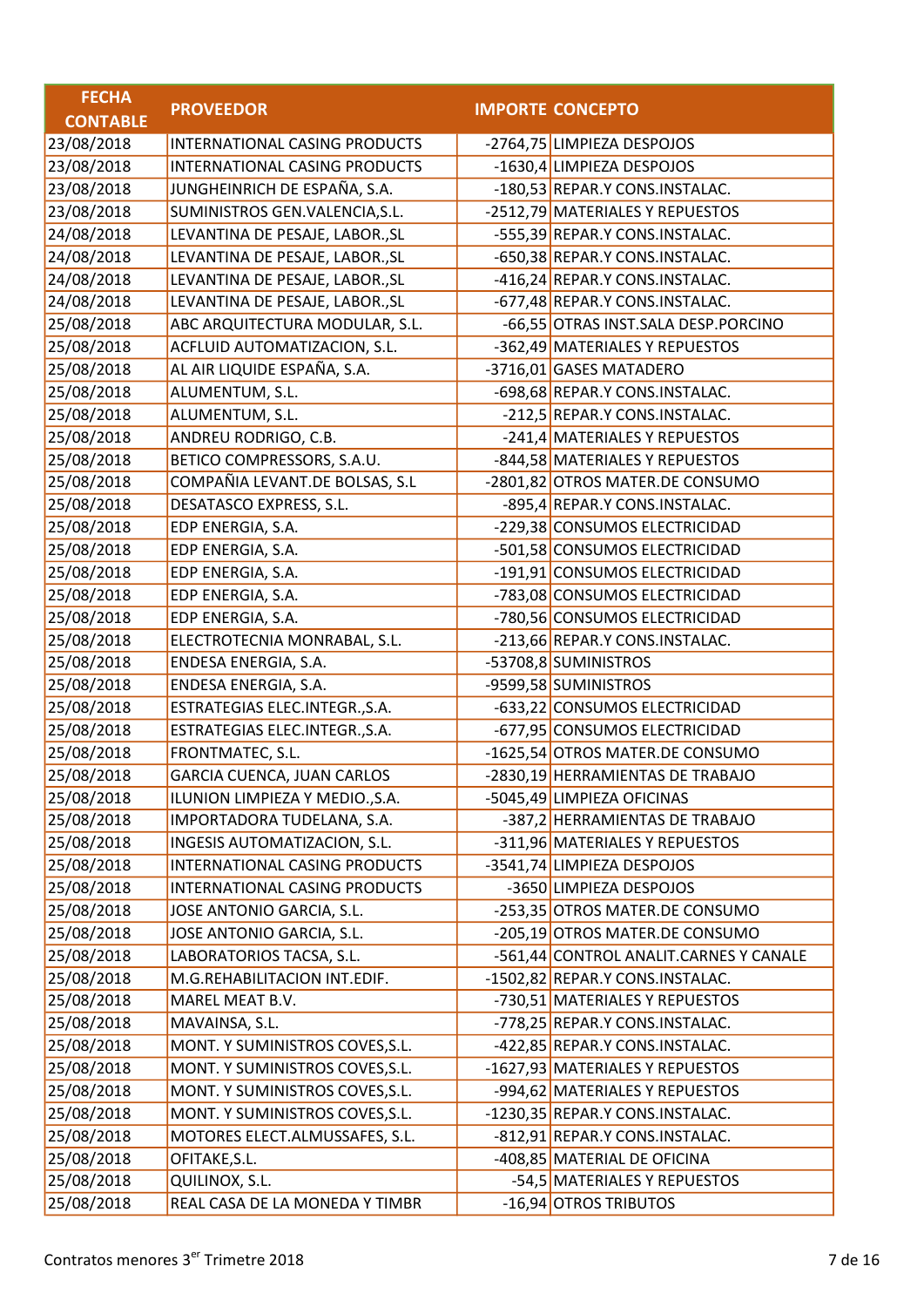| FECHA CONTABLE | PROVEEDOR | IMPORTE | CONCEPTO |
|---|---|---|---|
| 23/08/2018 | INTERNATIONAL CASING PRODUCTS | -2764,75 | LIMPIEZA DESPOJOS |
| 23/08/2018 | INTERNATIONAL CASING PRODUCTS | -1630,4 | LIMPIEZA DESPOJOS |
| 23/08/2018 | JUNGHEINRICH DE ESPAÑA, S.A. | -180,53 | REPAR.Y CONS.INSTALAC. |
| 23/08/2018 | SUMINISTROS GEN.VALENCIA,S.L. | -2512,79 | MATERIALES Y REPUESTOS |
| 24/08/2018 | LEVANTINA DE PESAJE, LABOR.,SL | -555,39 | REPAR.Y CONS.INSTALAC. |
| 24/08/2018 | LEVANTINA DE PESAJE, LABOR.,SL | -650,38 | REPAR.Y CONS.INSTALAC. |
| 24/08/2018 | LEVANTINA DE PESAJE, LABOR.,SL | -416,24 | REPAR.Y CONS.INSTALAC. |
| 24/08/2018 | LEVANTINA DE PESAJE, LABOR.,SL | -677,48 | REPAR.Y CONS.INSTALAC. |
| 25/08/2018 | ABC ARQUITECTURA MODULAR, S.L. | -66,55 | OTRAS INST.SALA DESP.PORCINO |
| 25/08/2018 | ACFLUID AUTOMATIZACION, S.L. | -362,49 | MATERIALES Y REPUESTOS |
| 25/08/2018 | AL AIR LIQUIDE ESPAÑA, S.A. | -3716,01 | GASES MATADERO |
| 25/08/2018 | ALUMENTUM, S.L. | -698,68 | REPAR.Y CONS.INSTALAC. |
| 25/08/2018 | ALUMENTUM, S.L. | -212,5 | REPAR.Y CONS.INSTALAC. |
| 25/08/2018 | ANDREU RODRIGO, C.B. | -241,4 | MATERIALES Y REPUESTOS |
| 25/08/2018 | BETICO COMPRESSORS, S.A.U. | -844,58 | MATERIALES Y REPUESTOS |
| 25/08/2018 | COMPAÑIA LEVANT.DE BOLSAS, S.L | -2801,82 | OTROS MATER.DE CONSUMO |
| 25/08/2018 | DESATASCO EXPRESS, S.L. | -895,4 | REPAR.Y CONS.INSTALAC. |
| 25/08/2018 | EDP ENERGIA, S.A. | -229,38 | CONSUMOS ELECTRICIDAD |
| 25/08/2018 | EDP ENERGIA, S.A. | -501,58 | CONSUMOS ELECTRICIDAD |
| 25/08/2018 | EDP ENERGIA, S.A. | -191,91 | CONSUMOS ELECTRICIDAD |
| 25/08/2018 | EDP ENERGIA, S.A. | -783,08 | CONSUMOS ELECTRICIDAD |
| 25/08/2018 | EDP ENERGIA, S.A. | -780,56 | CONSUMOS ELECTRICIDAD |
| 25/08/2018 | ELECTROTECNIA MONRABAL, S.L. | -213,66 | REPAR.Y CONS.INSTALAC. |
| 25/08/2018 | ENDESA ENERGIA, S.A. | -53708,8 | SUMINISTROS |
| 25/08/2018 | ENDESA ENERGIA, S.A. | -9599,58 | SUMINISTROS |
| 25/08/2018 | ESTRATEGIAS ELEC.INTEGR.,S.A. | -633,22 | CONSUMOS ELECTRICIDAD |
| 25/08/2018 | ESTRATEGIAS ELEC.INTEGR.,S.A. | -677,95 | CONSUMOS ELECTRICIDAD |
| 25/08/2018 | FRONTMATEC, S.L. | -1625,54 | OTROS MATER.DE CONSUMO |
| 25/08/2018 | GARCIA CUENCA, JUAN CARLOS | -2830,19 | HERRAMIENTAS DE TRABAJO |
| 25/08/2018 | ILUNION LIMPIEZA Y MEDIO.,S.A. | -5045,49 | LIMPIEZA OFICINAS |
| 25/08/2018 | IMPORTADORA TUDELANA, S.A. | -387,2 | HERRAMIENTAS DE TRABAJO |
| 25/08/2018 | INGESIS AUTOMATIZACION, S.L. | -311,96 | MATERIALES Y REPUESTOS |
| 25/08/2018 | INTERNATIONAL CASING PRODUCTS | -3541,74 | LIMPIEZA DESPOJOS |
| 25/08/2018 | INTERNATIONAL CASING PRODUCTS | -3650 | LIMPIEZA DESPOJOS |
| 25/08/2018 | JOSE ANTONIO GARCIA, S.L. | -253,35 | OTROS MATER.DE CONSUMO |
| 25/08/2018 | JOSE ANTONIO GARCIA, S.L. | -205,19 | OTROS MATER.DE CONSUMO |
| 25/08/2018 | LABORATORIOS TACSA, S.L. | -561,44 | CONTROL ANALIT.CARNES Y CANALE |
| 25/08/2018 | M.G.REHABILITACION INT.EDIF. | -1502,82 | REPAR.Y CONS.INSTALAC. |
| 25/08/2018 | MAREL MEAT B.V. | -730,51 | MATERIALES Y REPUESTOS |
| 25/08/2018 | MAVAINSA, S.L. | -778,25 | REPAR.Y CONS.INSTALAC. |
| 25/08/2018 | MONT. Y SUMINISTROS COVES,S.L. | -422,85 | REPAR.Y CONS.INSTALAC. |
| 25/08/2018 | MONT. Y SUMINISTROS COVES,S.L. | -1627,93 | MATERIALES Y REPUESTOS |
| 25/08/2018 | MONT. Y SUMINISTROS COVES,S.L. | -994,62 | MATERIALES Y REPUESTOS |
| 25/08/2018 | MONT. Y SUMINISTROS COVES,S.L. | -1230,35 | REPAR.Y CONS.INSTALAC. |
| 25/08/2018 | MOTORES ELECT.ALMUSSAFES, S.L. | -812,91 | REPAR.Y CONS.INSTALAC. |
| 25/08/2018 | OFITAKE,S.L. | -408,85 | MATERIAL DE OFICINA |
| 25/08/2018 | QUILINOX, S.L. | -54,5 | MATERIALES Y REPUESTOS |
| 25/08/2018 | REAL CASA DE LA MONEDA Y TIMBR | -16,94 | OTROS TRIBUTOS |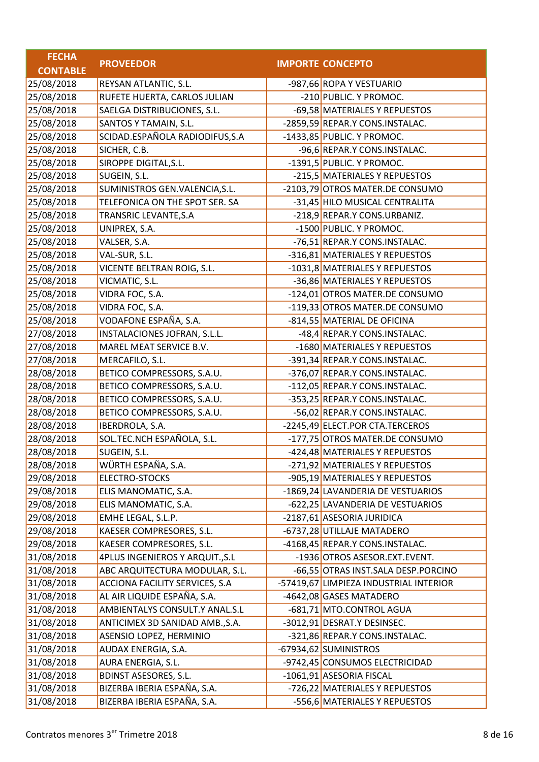| FECHA CONTABLE | PROVEEDOR | IMPORTE | CONCEPTO |
|---|---|---|---|
| 25/08/2018 | REYSAN ATLANTIC, S.L. | -987,66 | ROPA Y VESTUARIO |
| 25/08/2018 | RUFETE HUERTA, CARLOS JULIAN | -210 | PUBLIC. Y PROMOC. |
| 25/08/2018 | SAELGA DISTRIBUCIONES, S.L. | -69,58 | MATERIALES Y REPUESTOS |
| 25/08/2018 | SANTOS Y TAMAIN, S.L. | -2859,59 | REPAR.Y CONS.INSTALAC. |
| 25/08/2018 | SCIDAD.ESPAÑOLA RADIODIFUS,S.A | -1433,85 | PUBLIC. Y PROMOC. |
| 25/08/2018 | SICHER, C.B. | -96,6 | REPAR.Y CONS.INSTALAC. |
| 25/08/2018 | SIROPPE DIGITAL,S.L. | -1391,5 | PUBLIC. Y PROMOC. |
| 25/08/2018 | SUGEIN, S.L. | -215,5 | MATERIALES Y REPUESTOS |
| 25/08/2018 | SUMINISTROS GEN.VALENCIA,S.L. | -2103,79 | OTROS MATER.DE CONSUMO |
| 25/08/2018 | TELEFONICA ON THE SPOT SER. SA | -31,45 | HILO MUSICAL CENTRALITA |
| 25/08/2018 | TRANSRIC LEVANTE,S.A | -218,9 | REPAR.Y CONS.URBANIZ. |
| 25/08/2018 | UNIPREX, S.A. | -1500 | PUBLIC. Y PROMOC. |
| 25/08/2018 | VALSER, S.A. | -76,51 | REPAR.Y CONS.INSTALAC. |
| 25/08/2018 | VAL-SUR, S.L. | -316,81 | MATERIALES Y REPUESTOS |
| 25/08/2018 | VICENTE BELTRAN ROIG, S.L. | -1031,8 | MATERIALES Y REPUESTOS |
| 25/08/2018 | VICMATIC, S.L. | -36,86 | MATERIALES Y REPUESTOS |
| 25/08/2018 | VIDRA FOC, S.A. | -124,01 | OTROS MATER.DE CONSUMO |
| 25/08/2018 | VIDRA FOC, S.A. | -119,33 | OTROS MATER.DE CONSUMO |
| 25/08/2018 | VODAFONE ESPAÑA, S.A. | -814,55 | MATERIAL DE OFICINA |
| 27/08/2018 | INSTALACIONES JOFRAN, S.L.L. | -48,4 | REPAR.Y CONS.INSTALAC. |
| 27/08/2018 | MAREL MEAT SERVICE B.V. | -1680 | MATERIALES Y REPUESTOS |
| 27/08/2018 | MERCAFILO, S.L. | -391,34 | REPAR.Y CONS.INSTALAC. |
| 28/08/2018 | BETICO COMPRESSORS, S.A.U. | -376,07 | REPAR.Y CONS.INSTALAC. |
| 28/08/2018 | BETICO COMPRESSORS, S.A.U. | -112,05 | REPAR.Y CONS.INSTALAC. |
| 28/08/2018 | BETICO COMPRESSORS, S.A.U. | -353,25 | REPAR.Y CONS.INSTALAC. |
| 28/08/2018 | BETICO COMPRESSORS, S.A.U. | -56,02 | REPAR.Y CONS.INSTALAC. |
| 28/08/2018 | IBERDROLA, S.A. | -2245,49 | ELECT.POR CTA.TERCEROS |
| 28/08/2018 | SOL.TEC.NCH ESPAÑOLA, S.L. | -177,75 | OTROS MATER.DE CONSUMO |
| 28/08/2018 | SUGEIN, S.L. | -424,48 | MATERIALES Y REPUESTOS |
| 28/08/2018 | WÜRTH ESPAÑA, S.A. | -271,92 | MATERIALES Y REPUESTOS |
| 29/08/2018 | ELECTRO-STOCKS | -905,19 | MATERIALES Y REPUESTOS |
| 29/08/2018 | ELIS MANOMATIC, S.A. | -1869,24 | LAVANDERIA DE VESTUARIOS |
| 29/08/2018 | ELIS MANOMATIC, S.A. | -622,25 | LAVANDERIA DE VESTUARIOS |
| 29/08/2018 | EMHE LEGAL, S.L.P. | -2187,61 | ASESORIA JURIDICA |
| 29/08/2018 | KAESER COMPRESORES, S.L. | -6737,28 | UTILLAJE MATADERO |
| 29/08/2018 | KAESER COMPRESORES, S.L. | -4168,45 | REPAR.Y CONS.INSTALAC. |
| 31/08/2018 | 4PLUS INGENIEROS Y ARQUIT.,S.L | -1936 | OTROS ASESOR.EXT.EVENT. |
| 31/08/2018 | ABC ARQUITECTURA MODULAR, S.L. | -66,55 | OTRAS INST.SALA DESP.PORCINO |
| 31/08/2018 | ACCIONA FACILITY SERVICES, S.A | -57419,67 | LIMPIEZA INDUSTRIAL INTERIOR |
| 31/08/2018 | AL AIR LIQUIDE ESPAÑA, S.A. | -4642,08 | GASES MATADERO |
| 31/08/2018 | AMBIENTALYS CONSULT.Y ANAL.S.L | -681,71 | MTO.CONTROL AGUA |
| 31/08/2018 | ANTICIMEX 3D SANIDAD AMB.,S.A. | -3012,91 | DESRAT.Y DESINSEC. |
| 31/08/2018 | ASENSIO LOPEZ, HERMINIO | -321,86 | REPAR.Y CONS.INSTALAC. |
| 31/08/2018 | AUDAX ENERGIA, S.A. | -67934,62 | SUMINISTROS |
| 31/08/2018 | AURA ENERGIA, S.L. | -9742,45 | CONSUMOS ELECTRICIDAD |
| 31/08/2018 | BDINST ASESORES, S.L. | -1061,91 | ASESORIA FISCAL |
| 31/08/2018 | BIZERBA IBERIA ESPAÑA, S.A. | -726,22 | MATERIALES Y REPUESTOS |
| 31/08/2018 | BIZERBA IBERIA ESPAÑA, S.A. | -556,6 | MATERIALES Y REPUESTOS |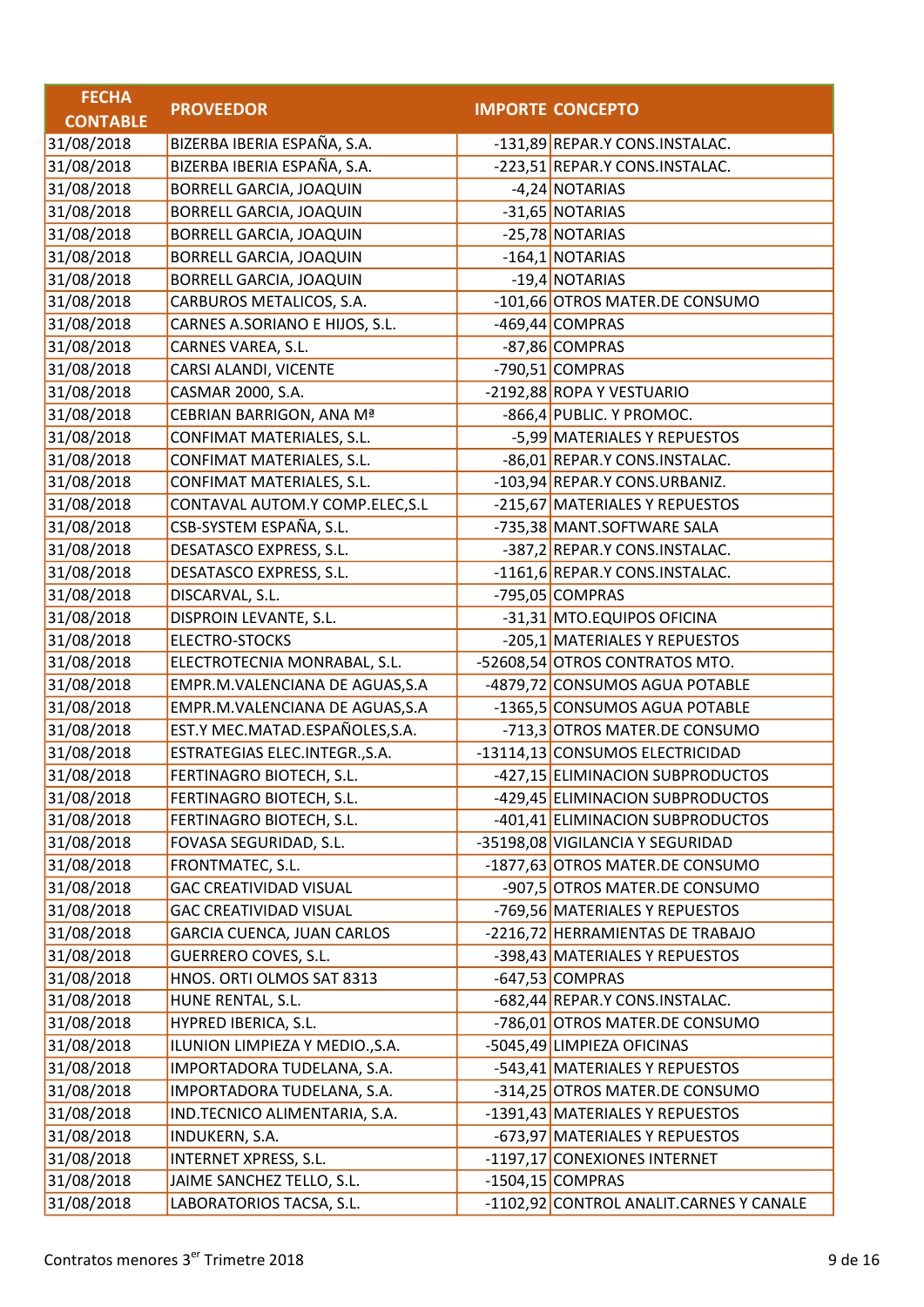| FECHA CONTABLE | PROVEEDOR | IMPORTE | CONCEPTO |
|---|---|---|---|
| 31/08/2018 | BIZERBA IBERIA ESPAÑA, S.A. | -131,89 | REPAR.Y CONS.INSTALAC. |
| 31/08/2018 | BIZERBA IBERIA ESPAÑA, S.A. | -223,51 | REPAR.Y CONS.INSTALAC. |
| 31/08/2018 | BORRELL GARCIA, JOAQUIN | -4,24 | NOTARIAS |
| 31/08/2018 | BORRELL GARCIA, JOAQUIN | -31,65 | NOTARIAS |
| 31/08/2018 | BORRELL GARCIA, JOAQUIN | -25,78 | NOTARIAS |
| 31/08/2018 | BORRELL GARCIA, JOAQUIN | -164,1 | NOTARIAS |
| 31/08/2018 | BORRELL GARCIA, JOAQUIN | -19,4 | NOTARIAS |
| 31/08/2018 | CARBUROS METALICOS, S.A. | -101,66 | OTROS MATER.DE CONSUMO |
| 31/08/2018 | CARNES A.SORIANO E HIJOS, S.L. | -469,44 | COMPRAS |
| 31/08/2018 | CARNES VAREA, S.L. | -87,86 | COMPRAS |
| 31/08/2018 | CARSI ALANDI, VICENTE | -790,51 | COMPRAS |
| 31/08/2018 | CASMAR 2000, S.A. | -2192,88 | ROPA Y VESTUARIO |
| 31/08/2018 | CEBRIAN BARRIGON, ANA Mª | -866,4 | PUBLIC. Y PROMOC. |
| 31/08/2018 | CONFIMAT MATERIALES, S.L. | -5,99 | MATERIALES Y REPUESTOS |
| 31/08/2018 | CONFIMAT MATERIALES, S.L. | -86,01 | REPAR.Y CONS.INSTALAC. |
| 31/08/2018 | CONFIMAT MATERIALES, S.L. | -103,94 | REPAR.Y CONS.URBANIZ. |
| 31/08/2018 | CONTAVAL AUTOM.Y COMP.ELEC,S.L | -215,67 | MATERIALES Y REPUESTOS |
| 31/08/2018 | CSB-SYSTEM ESPAÑA, S.L. | -735,38 | MANT.SOFTWARE SALA |
| 31/08/2018 | DESATASCO EXPRESS, S.L. | -387,2 | REPAR.Y CONS.INSTALAC. |
| 31/08/2018 | DESATASCO EXPRESS, S.L. | -1161,6 | REPAR.Y CONS.INSTALAC. |
| 31/08/2018 | DISCARVAL, S.L. | -795,05 | COMPRAS |
| 31/08/2018 | DISPROIN LEVANTE, S.L. | -31,31 | MTO.EQUIPOS OFICINA |
| 31/08/2018 | ELECTRO-STOCKS | -205,1 | MATERIALES Y REPUESTOS |
| 31/08/2018 | ELECTROTECNIA MONRABAL, S.L. | -52608,54 | OTROS CONTRATOS MTO. |
| 31/08/2018 | EMPR.M.VALENCIANA DE AGUAS,S.A | -4879,72 | CONSUMOS AGUA POTABLE |
| 31/08/2018 | EMPR.M.VALENCIANA DE AGUAS,S.A | -1365,5 | CONSUMOS AGUA POTABLE |
| 31/08/2018 | EST.Y MEC.MATAD.ESPAÑOLES,S.A. | -713,3 | OTROS MATER.DE CONSUMO |
| 31/08/2018 | ESTRATEGIAS ELEC.INTEGR.,S.A. | -13114,13 | CONSUMOS ELECTRICIDAD |
| 31/08/2018 | FERTINAGRO BIOTECH, S.L. | -427,15 | ELIMINACION SUBPRODUCTOS |
| 31/08/2018 | FERTINAGRO BIOTECH, S.L. | -429,45 | ELIMINACION SUBPRODUCTOS |
| 31/08/2018 | FERTINAGRO BIOTECH, S.L. | -401,41 | ELIMINACION SUBPRODUCTOS |
| 31/08/2018 | FOVASA SEGURIDAD, S.L. | -35198,08 | VIGILANCIA Y SEGURIDAD |
| 31/08/2018 | FRONTMATEC, S.L. | -1877,63 | OTROS MATER.DE CONSUMO |
| 31/08/2018 | GAC CREATIVIDAD VISUAL | -907,5 | OTROS MATER.DE CONSUMO |
| 31/08/2018 | GAC CREATIVIDAD VISUAL | -769,56 | MATERIALES Y REPUESTOS |
| 31/08/2018 | GARCIA CUENCA, JUAN CARLOS | -2216,72 | HERRAMIENTAS DE TRABAJO |
| 31/08/2018 | GUERRERO COVES, S.L. | -398,43 | MATERIALES Y REPUESTOS |
| 31/08/2018 | HNOS. ORTI OLMOS SAT 8313 | -647,53 | COMPRAS |
| 31/08/2018 | HUNE RENTAL, S.L. | -682,44 | REPAR.Y CONS.INSTALAC. |
| 31/08/2018 | HYPRED IBERICA, S.L. | -786,01 | OTROS MATER.DE CONSUMO |
| 31/08/2018 | ILUNION LIMPIEZA Y MEDIO.,S.A. | -5045,49 | LIMPIEZA OFICINAS |
| 31/08/2018 | IMPORTADORA TUDELANA, S.A. | -543,41 | MATERIALES Y REPUESTOS |
| 31/08/2018 | IMPORTADORA TUDELANA, S.A. | -314,25 | OTROS MATER.DE CONSUMO |
| 31/08/2018 | IND.TECNICO ALIMENTARIA, S.A. | -1391,43 | MATERIALES Y REPUESTOS |
| 31/08/2018 | INDUKERN, S.A. | -673,97 | MATERIALES Y REPUESTOS |
| 31/08/2018 | INTERNET XPRESS, S.L. | -1197,17 | CONEXIONES INTERNET |
| 31/08/2018 | JAIME SANCHEZ TELLO, S.L. | -1504,15 | COMPRAS |
| 31/08/2018 | LABORATORIOS TACSA, S.L. | -1102,92 | CONTROL ANALIT.CARNES Y CANALE |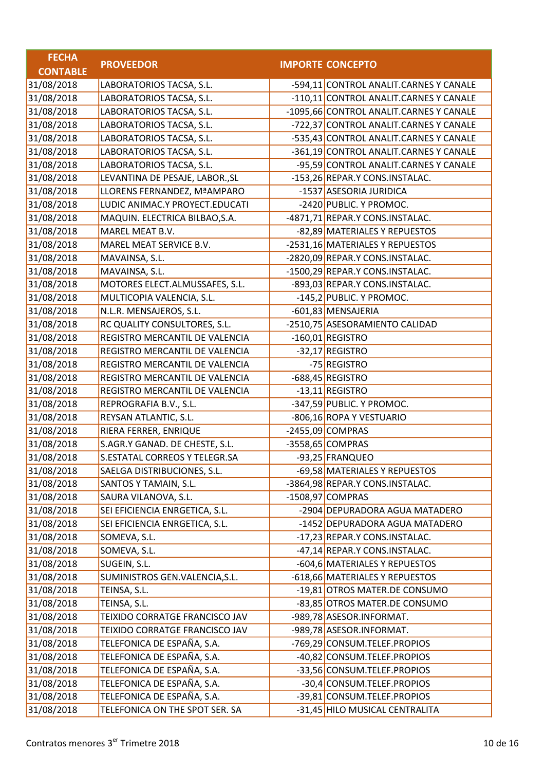| FECHA CONTABLE | PROVEEDOR | IMPORTE | CONCEPTO |
|---|---|---|---|
| 31/08/2018 | LABORATORIOS TACSA, S.L. | -594,11 | CONTROL ANALIT.CARNES Y CANALE |
| 31/08/2018 | LABORATORIOS TACSA, S.L. | -110,11 | CONTROL ANALIT.CARNES Y CANALE |
| 31/08/2018 | LABORATORIOS TACSA, S.L. | -1095,66 | CONTROL ANALIT.CARNES Y CANALE |
| 31/08/2018 | LABORATORIOS TACSA, S.L. | -722,37 | CONTROL ANALIT.CARNES Y CANALE |
| 31/08/2018 | LABORATORIOS TACSA, S.L. | -535,43 | CONTROL ANALIT.CARNES Y CANALE |
| 31/08/2018 | LABORATORIOS TACSA, S.L. | -361,19 | CONTROL ANALIT.CARNES Y CANALE |
| 31/08/2018 | LABORATORIOS TACSA, S.L. | -95,59 | CONTROL ANALIT.CARNES Y CANALE |
| 31/08/2018 | LEVANTINA DE PESAJE, LABOR.,SL | -153,26 | REPAR.Y CONS.INSTALAC. |
| 31/08/2018 | LLORENS FERNANDEZ, MªAMPARO | -1537 | ASESORIA JURIDICA |
| 31/08/2018 | LUDIC ANIMAC.Y PROYECT.EDUCATI | -2420 | PUBLIC. Y PROMOC. |
| 31/08/2018 | MAQUIN. ELECTRICA BILBAO,S.A. | -4871,71 | REPAR.Y CONS.INSTALAC. |
| 31/08/2018 | MAREL MEAT B.V. | -82,89 | MATERIALES Y REPUESTOS |
| 31/08/2018 | MAREL MEAT SERVICE B.V. | -2531,16 | MATERIALES Y REPUESTOS |
| 31/08/2018 | MAVAINSA, S.L. | -2820,09 | REPAR.Y CONS.INSTALAC. |
| 31/08/2018 | MAVAINSA, S.L. | -1500,29 | REPAR.Y CONS.INSTALAC. |
| 31/08/2018 | MOTORES ELECT.ALMUSSAFES, S.L. | -893,03 | REPAR.Y CONS.INSTALAC. |
| 31/08/2018 | MULTICOPIA VALENCIA, S.L. | -145,2 | PUBLIC. Y PROMOC. |
| 31/08/2018 | N.L.R. MENSAJEROS, S.L. | -601,83 | MENSAJERIA |
| 31/08/2018 | RC QUALITY CONSULTORES, S.L. | -2510,75 | ASESORAMIENTO CALIDAD |
| 31/08/2018 | REGISTRO MERCANTIL DE VALENCIA | -160,01 | REGISTRO |
| 31/08/2018 | REGISTRO MERCANTIL DE VALENCIA | -32,17 | REGISTRO |
| 31/08/2018 | REGISTRO MERCANTIL DE VALENCIA | -75 | REGISTRO |
| 31/08/2018 | REGISTRO MERCANTIL DE VALENCIA | -688,45 | REGISTRO |
| 31/08/2018 | REGISTRO MERCANTIL DE VALENCIA | -13,11 | REGISTRO |
| 31/08/2018 | REPROGRAFIA B.V., S.L. | -347,59 | PUBLIC. Y PROMOC. |
| 31/08/2018 | REYSAN ATLANTIC, S.L. | -806,16 | ROPA Y VESTUARIO |
| 31/08/2018 | RIERA FERRER, ENRIQUE | -2455,09 | COMPRAS |
| 31/08/2018 | S.AGR.Y GANAD. DE CHESTE, S.L. | -3558,65 | COMPRAS |
| 31/08/2018 | S.ESTATAL CORREOS Y TELEGR.SA | -93,25 | FRANQUEO |
| 31/08/2018 | SAELGA DISTRIBUCIONES, S.L. | -69,58 | MATERIALES Y REPUESTOS |
| 31/08/2018 | SANTOS Y TAMAIN, S.L. | -3864,98 | REPAR.Y CONS.INSTALAC. |
| 31/08/2018 | SAURA VILANOVA, S.L. | -1508,97 | COMPRAS |
| 31/08/2018 | SEI EFICIENCIA ENRGETICA, S.L. | -2904 | DEPURADORA AGUA MATADERO |
| 31/08/2018 | SEI EFICIENCIA ENRGETICA, S.L. | -1452 | DEPURADORA AGUA MATADERO |
| 31/08/2018 | SOMEVA, S.L. | -17,23 | REPAR.Y CONS.INSTALAC. |
| 31/08/2018 | SOMEVA, S.L. | -47,14 | REPAR.Y CONS.INSTALAC. |
| 31/08/2018 | SUGEIN, S.L. | -604,6 | MATERIALES Y REPUESTOS |
| 31/08/2018 | SUMINISTROS GEN.VALENCIA,S.L. | -618,66 | MATERIALES Y REPUESTOS |
| 31/08/2018 | TEINSA, S.L. | -19,81 | OTROS MATER.DE CONSUMO |
| 31/08/2018 | TEINSA, S.L. | -83,85 | OTROS MATER.DE CONSUMO |
| 31/08/2018 | TEIXIDO CORRATGE FRANCISCO JAV | -989,78 | ASESOR.INFORMAT. |
| 31/08/2018 | TEIXIDO CORRATGE FRANCISCO JAV | -989,78 | ASESOR.INFORMAT. |
| 31/08/2018 | TELEFONICA DE ESPAÑA, S.A. | -769,29 | CONSUM.TELEF.PROPIOS |
| 31/08/2018 | TELEFONICA DE ESPAÑA, S.A. | -40,82 | CONSUM.TELEF.PROPIOS |
| 31/08/2018 | TELEFONICA DE ESPAÑA, S.A. | -33,56 | CONSUM.TELEF.PROPIOS |
| 31/08/2018 | TELEFONICA DE ESPAÑA, S.A. | -30,4 | CONSUM.TELEF.PROPIOS |
| 31/08/2018 | TELEFONICA DE ESPAÑA, S.A. | -39,81 | CONSUM.TELEF.PROPIOS |
| 31/08/2018 | TELEFONICA ON THE SPOT SER. SA | -31,45 | HILO MUSICAL CENTRALITA |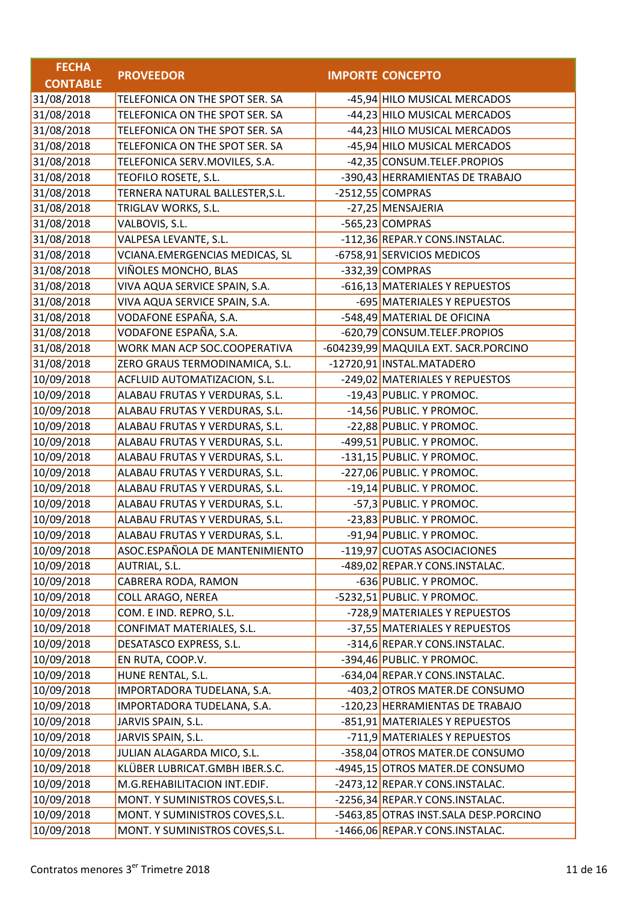| FECHA CONTABLE | PROVEEDOR | IMPORTE | CONCEPTO |
|---|---|---|---|
| 31/08/2018 | TELEFONICA ON THE SPOT SER. SA | -45,94 | HILO MUSICAL MERCADOS |
| 31/08/2018 | TELEFONICA ON THE SPOT SER. SA | -44,23 | HILO MUSICAL MERCADOS |
| 31/08/2018 | TELEFONICA ON THE SPOT SER. SA | -44,23 | HILO MUSICAL MERCADOS |
| 31/08/2018 | TELEFONICA ON THE SPOT SER. SA | -45,94 | HILO MUSICAL MERCADOS |
| 31/08/2018 | TELEFONICA SERV.MOVILES, S.A. | -42,35 | CONSUM.TELEF.PROPIOS |
| 31/08/2018 | TEOFILO ROSETE, S.L. | -390,43 | HERRAMIENTAS DE TRABAJO |
| 31/08/2018 | TERNERA NATURAL BALLESTER,S.L. | -2512,55 | COMPRAS |
| 31/08/2018 | TRIGLAV WORKS, S.L. | -27,25 | MENSAJERIA |
| 31/08/2018 | VALBOVIS, S.L. | -565,23 | COMPRAS |
| 31/08/2018 | VALPESA LEVANTE, S.L. | -112,36 | REPAR.Y CONS.INSTALAC. |
| 31/08/2018 | VCIANA.EMERGENCIAS MEDICAS, SL | -6758,91 | SERVICIOS MEDICOS |
| 31/08/2018 | VIÑOLES MONCHO, BLAS | -332,39 | COMPRAS |
| 31/08/2018 | VIVA AQUA SERVICE SPAIN, S.A. | -616,13 | MATERIALES Y REPUESTOS |
| 31/08/2018 | VIVA AQUA SERVICE SPAIN, S.A. | -695 | MATERIALES Y REPUESTOS |
| 31/08/2018 | VODAFONE ESPAÑA, S.A. | -548,49 | MATERIAL DE OFICINA |
| 31/08/2018 | VODAFONE ESPAÑA, S.A. | -620,79 | CONSUM.TELEF.PROPIOS |
| 31/08/2018 | WORK MAN ACP SOC.COOPERATIVA | -604239,99 | MAQUILA EXT. SACR.PORCINO |
| 31/08/2018 | ZERO GRAUS TERMODINAMICA, S.L. | -12720,91 | INSTAL.MATADERO |
| 10/09/2018 | ACFLUID AUTOMATIZACION, S.L. | -249,02 | MATERIALES Y REPUESTOS |
| 10/09/2018 | ALABAU FRUTAS Y VERDURAS, S.L. | -19,43 | PUBLIC. Y PROMOC. |
| 10/09/2018 | ALABAU FRUTAS Y VERDURAS, S.L. | -14,56 | PUBLIC. Y PROMOC. |
| 10/09/2018 | ALABAU FRUTAS Y VERDURAS, S.L. | -22,88 | PUBLIC. Y PROMOC. |
| 10/09/2018 | ALABAU FRUTAS Y VERDURAS, S.L. | -499,51 | PUBLIC. Y PROMOC. |
| 10/09/2018 | ALABAU FRUTAS Y VERDURAS, S.L. | -131,15 | PUBLIC. Y PROMOC. |
| 10/09/2018 | ALABAU FRUTAS Y VERDURAS, S.L. | -227,06 | PUBLIC. Y PROMOC. |
| 10/09/2018 | ALABAU FRUTAS Y VERDURAS, S.L. | -19,14 | PUBLIC. Y PROMOC. |
| 10/09/2018 | ALABAU FRUTAS Y VERDURAS, S.L. | -57,3 | PUBLIC. Y PROMOC. |
| 10/09/2018 | ALABAU FRUTAS Y VERDURAS, S.L. | -23,83 | PUBLIC. Y PROMOC. |
| 10/09/2018 | ALABAU FRUTAS Y VERDURAS, S.L. | -91,94 | PUBLIC. Y PROMOC. |
| 10/09/2018 | ASOC.ESPAÑOLA DE MANTENIMIENTO | -119,97 | CUOTAS ASOCIACIONES |
| 10/09/2018 | AUTRIAL, S.L. | -489,02 | REPAR.Y CONS.INSTALAC. |
| 10/09/2018 | CABRERA RODA, RAMON | -636 | PUBLIC. Y PROMOC. |
| 10/09/2018 | COLL ARAGO, NEREA | -5232,51 | PUBLIC. Y PROMOC. |
| 10/09/2018 | COM. E IND. REPRO, S.L. | -728,9 | MATERIALES Y REPUESTOS |
| 10/09/2018 | CONFIMAT MATERIALES, S.L. | -37,55 | MATERIALES Y REPUESTOS |
| 10/09/2018 | DESATASCO EXPRESS, S.L. | -314,6 | REPAR.Y CONS.INSTALAC. |
| 10/09/2018 | EN RUTA, COOP.V. | -394,46 | PUBLIC. Y PROMOC. |
| 10/09/2018 | HUNE RENTAL, S.L. | -634,04 | REPAR.Y CONS.INSTALAC. |
| 10/09/2018 | IMPORTADORA TUDELANA, S.A. | -403,2 | OTROS MATER.DE CONSUMO |
| 10/09/2018 | IMPORTADORA TUDELANA, S.A. | -120,23 | HERRAMIENTAS DE TRABAJO |
| 10/09/2018 | JARVIS SPAIN, S.L. | -851,91 | MATERIALES Y REPUESTOS |
| 10/09/2018 | JARVIS SPAIN, S.L. | -711,9 | MATERIALES Y REPUESTOS |
| 10/09/2018 | JULIAN ALAGARDA MICO, S.L. | -358,04 | OTROS MATER.DE CONSUMO |
| 10/09/2018 | KLÜBER LUBRICAT.GMBH IBER.S.C. | -4945,15 | OTROS MATER.DE CONSUMO |
| 10/09/2018 | M.G.REHABILITACION INT.EDIF. | -2473,12 | REPAR.Y CONS.INSTALAC. |
| 10/09/2018 | MONT. Y SUMINISTROS COVES,S.L. | -2256,34 | REPAR.Y CONS.INSTALAC. |
| 10/09/2018 | MONT. Y SUMINISTROS COVES,S.L. | -5463,85 | OTRAS INST.SALA DESP.PORCINO |
| 10/09/2018 | MONT. Y SUMINISTROS COVES,S.L. | -1466,06 | REPAR.Y CONS.INSTALAC. |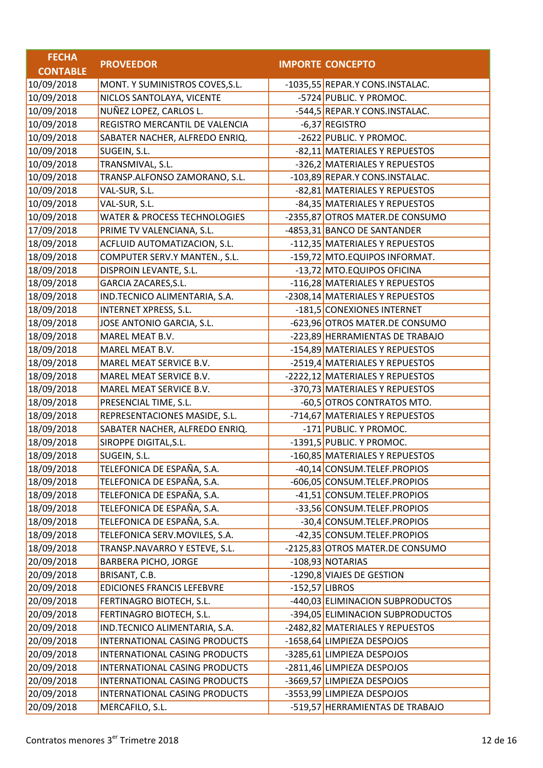| FECHA CONTABLE | PROVEEDOR | IMPORTE | CONCEPTO |
|---|---|---|---|
| 10/09/2018 | MONT. Y SUMINISTROS COVES,S.L. | -1035,55 | REPAR.Y CONS.INSTALAC. |
| 10/09/2018 | NICLOS SANTOLAYA, VICENTE | -5724 | PUBLIC. Y PROMOC. |
| 10/09/2018 | NUÑEZ LOPEZ, CARLOS L. | -544,5 | REPAR.Y CONS.INSTALAC. |
| 10/09/2018 | REGISTRO MERCANTIL DE VALENCIA | -6,37 | REGISTRO |
| 10/09/2018 | SABATER NACHER, ALFREDO ENRIQ. | -2622 | PUBLIC. Y PROMOC. |
| 10/09/2018 | SUGEIN, S.L. | -82,11 | MATERIALES Y REPUESTOS |
| 10/09/2018 | TRANSMIVAL, S.L. | -326,2 | MATERIALES Y REPUESTOS |
| 10/09/2018 | TRANSP.ALFONSO ZAMORANO, S.L. | -103,89 | REPAR.Y CONS.INSTALAC. |
| 10/09/2018 | VAL-SUR, S.L. | -82,81 | MATERIALES Y REPUESTOS |
| 10/09/2018 | VAL-SUR, S.L. | -84,35 | MATERIALES Y REPUESTOS |
| 10/09/2018 | WATER & PROCESS TECHNOLOGIES | -2355,87 | OTROS MATER.DE CONSUMO |
| 17/09/2018 | PRIME TV VALENCIANA, S.L. | -4853,31 | BANCO DE SANTANDER |
| 18/09/2018 | ACFLUID AUTOMATIZACION, S.L. | -112,35 | MATERIALES Y REPUESTOS |
| 18/09/2018 | COMPUTER SERV.Y MANTEN., S.L. | -159,72 | MTO.EQUIPOS INFORMAT. |
| 18/09/2018 | DISPROIN LEVANTE, S.L. | -13,72 | MTO.EQUIPOS OFICINA |
| 18/09/2018 | GARCIA ZACARES,S.L. | -116,28 | MATERIALES Y REPUESTOS |
| 18/09/2018 | IND.TECNICO ALIMENTARIA, S.A. | -2308,14 | MATERIALES Y REPUESTOS |
| 18/09/2018 | INTERNET XPRESS, S.L. | -181,5 | CONEXIONES INTERNET |
| 18/09/2018 | JOSE ANTONIO GARCIA, S.L. | -623,96 | OTROS MATER.DE CONSUMO |
| 18/09/2018 | MAREL MEAT B.V. | -223,89 | HERRAMIENTAS DE TRABAJO |
| 18/09/2018 | MAREL MEAT B.V. | -154,89 | MATERIALES Y REPUESTOS |
| 18/09/2018 | MAREL MEAT SERVICE B.V. | -2519,4 | MATERIALES Y REPUESTOS |
| 18/09/2018 | MAREL MEAT SERVICE B.V. | -2222,12 | MATERIALES Y REPUESTOS |
| 18/09/2018 | MAREL MEAT SERVICE B.V. | -370,73 | MATERIALES Y REPUESTOS |
| 18/09/2018 | PRESENCIAL TIME, S.L. | -60,5 | OTROS CONTRATOS MTO. |
| 18/09/2018 | REPRESENTACIONES MASIDE, S.L. | -714,67 | MATERIALES Y REPUESTOS |
| 18/09/2018 | SABATER NACHER, ALFREDO ENRIQ. | -171 | PUBLIC. Y PROMOC. |
| 18/09/2018 | SIROPPE DIGITAL,S.L. | -1391,5 | PUBLIC. Y PROMOC. |
| 18/09/2018 | SUGEIN, S.L. | -160,85 | MATERIALES Y REPUESTOS |
| 18/09/2018 | TELEFONICA DE ESPAÑA, S.A. | -40,14 | CONSUM.TELEF.PROPIOS |
| 18/09/2018 | TELEFONICA DE ESPAÑA, S.A. | -606,05 | CONSUM.TELEF.PROPIOS |
| 18/09/2018 | TELEFONICA DE ESPAÑA, S.A. | -41,51 | CONSUM.TELEF.PROPIOS |
| 18/09/2018 | TELEFONICA DE ESPAÑA, S.A. | -33,56 | CONSUM.TELEF.PROPIOS |
| 18/09/2018 | TELEFONICA DE ESPAÑA, S.A. | -30,4 | CONSUM.TELEF.PROPIOS |
| 18/09/2018 | TELEFONICA SERV.MOVILES, S.A. | -42,35 | CONSUM.TELEF.PROPIOS |
| 18/09/2018 | TRANSP.NAVARRO Y ESTEVE, S.L. | -2125,83 | OTROS MATER.DE CONSUMO |
| 20/09/2018 | BARBERA PICHO, JORGE | -108,93 | NOTARIAS |
| 20/09/2018 | BRISANT, C.B. | -1290,8 | VIAJES DE GESTION |
| 20/09/2018 | EDICIONES FRANCIS LEFEBVRE | -152,57 | LIBROS |
| 20/09/2018 | FERTINAGRO BIOTECH, S.L. | -440,03 | ELIMINACION SUBPRODUCTOS |
| 20/09/2018 | FERTINAGRO BIOTECH, S.L. | -394,05 | ELIMINACION SUBPRODUCTOS |
| 20/09/2018 | IND.TECNICO ALIMENTARIA, S.A. | -2482,82 | MATERIALES Y REPUESTOS |
| 20/09/2018 | INTERNATIONAL CASING PRODUCTS | -1658,64 | LIMPIEZA DESPOJOS |
| 20/09/2018 | INTERNATIONAL CASING PRODUCTS | -3285,61 | LIMPIEZA DESPOJOS |
| 20/09/2018 | INTERNATIONAL CASING PRODUCTS | -2811,46 | LIMPIEZA DESPOJOS |
| 20/09/2018 | INTERNATIONAL CASING PRODUCTS | -3669,57 | LIMPIEZA DESPOJOS |
| 20/09/2018 | INTERNATIONAL CASING PRODUCTS | -3553,99 | LIMPIEZA DESPOJOS |
| 20/09/2018 | MERCAFILO, S.L. | -519,57 | HERRAMIENTAS DE TRABAJO |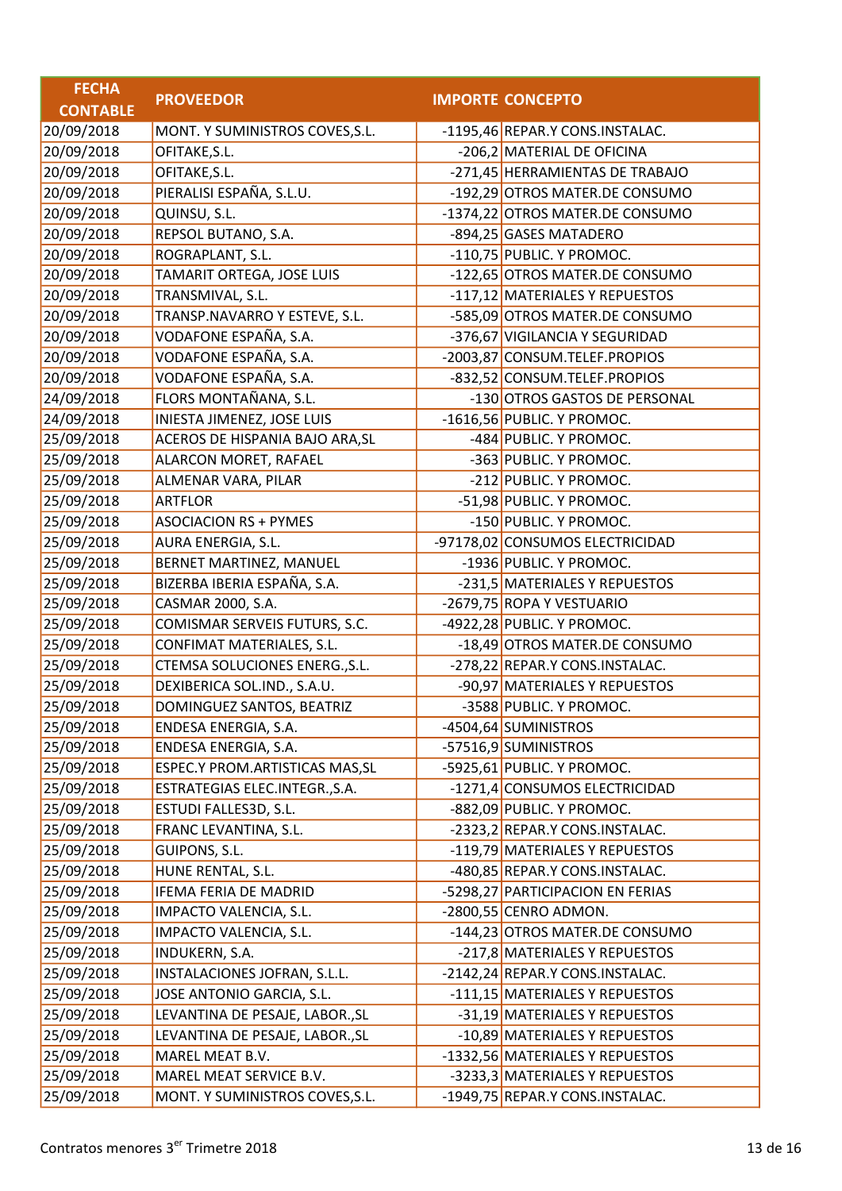| FECHA CONTABLE | PROVEEDOR | IMPORTE | CONCEPTO |
|---|---|---|---|
| 20/09/2018 | MONT. Y SUMINISTROS COVES,S.L. | -1195,46 | REPAR.Y CONS.INSTALAC. |
| 20/09/2018 | OFITAKE,S.L. | -206,2 | MATERIAL DE OFICINA |
| 20/09/2018 | OFITAKE,S.L. | -271,45 | HERRAMIENTAS DE TRABAJO |
| 20/09/2018 | PIERALISI ESPAÑA, S.L.U. | -192,29 | OTROS MATER.DE CONSUMO |
| 20/09/2018 | QUINSU, S.L. | -1374,22 | OTROS MATER.DE CONSUMO |
| 20/09/2018 | REPSOL BUTANO, S.A. | -894,25 | GASES MATADERO |
| 20/09/2018 | ROGRAPLANT, S.L. | -110,75 | PUBLIC. Y PROMOC. |
| 20/09/2018 | TAMARIT ORTEGA, JOSE LUIS | -122,65 | OTROS MATER.DE CONSUMO |
| 20/09/2018 | TRANSMIVAL, S.L. | -117,12 | MATERIALES Y REPUESTOS |
| 20/09/2018 | TRANSP.NAVARRO Y ESTEVE, S.L. | -585,09 | OTROS MATER.DE CONSUMO |
| 20/09/2018 | VODAFONE ESPAÑA, S.A. | -376,67 | VIGILANCIA Y SEGURIDAD |
| 20/09/2018 | VODAFONE ESPAÑA, S.A. | -2003,87 | CONSUM.TELEF.PROPIOS |
| 20/09/2018 | VODAFONE ESPAÑA, S.A. | -832,52 | CONSUM.TELEF.PROPIOS |
| 24/09/2018 | FLORS MONTAÑANA, S.L. | -130 | OTROS GASTOS DE PERSONAL |
| 24/09/2018 | INIESTA JIMENEZ, JOSE LUIS | -1616,56 | PUBLIC. Y PROMOC. |
| 25/09/2018 | ACEROS DE HISPANIA BAJO ARA,SL | -484 | PUBLIC. Y PROMOC. |
| 25/09/2018 | ALARCON MORET, RAFAEL | -363 | PUBLIC. Y PROMOC. |
| 25/09/2018 | ALMENAR VARA, PILAR | -212 | PUBLIC. Y PROMOC. |
| 25/09/2018 | ARTFLOR | -51,98 | PUBLIC. Y PROMOC. |
| 25/09/2018 | ASOCIACION RS + PYMES | -150 | PUBLIC. Y PROMOC. |
| 25/09/2018 | AURA ENERGIA, S.L. | -97178,02 | CONSUMOS ELECTRICIDAD |
| 25/09/2018 | BERNET MARTINEZ, MANUEL | -1936 | PUBLIC. Y PROMOC. |
| 25/09/2018 | BIZERBA IBERIA ESPAÑA, S.A. | -231,5 | MATERIALES Y REPUESTOS |
| 25/09/2018 | CASMAR 2000, S.A. | -2679,75 | ROPA Y VESTUARIO |
| 25/09/2018 | COMISMAR SERVEIS FUTURS, S.C. | -4922,28 | PUBLIC. Y PROMOC. |
| 25/09/2018 | CONFIMAT MATERIALES, S.L. | -18,49 | OTROS MATER.DE CONSUMO |
| 25/09/2018 | CTEMSA SOLUCIONES ENERG.,S.L. | -278,22 | REPAR.Y CONS.INSTALAC. |
| 25/09/2018 | DEXIBERICA SOL.IND., S.A.U. | -90,97 | MATERIALES Y REPUESTOS |
| 25/09/2018 | DOMINGUEZ SANTOS, BEATRIZ | -3588 | PUBLIC. Y PROMOC. |
| 25/09/2018 | ENDESA ENERGIA, S.A. | -4504,64 | SUMINISTROS |
| 25/09/2018 | ENDESA ENERGIA, S.A. | -57516,9 | SUMINISTROS |
| 25/09/2018 | ESPEC.Y PROM.ARTISTICAS MAS,SL | -5925,61 | PUBLIC. Y PROMOC. |
| 25/09/2018 | ESTRATEGIAS ELEC.INTEGR.,S.A. | -1271,4 | CONSUMOS ELECTRICIDAD |
| 25/09/2018 | ESTUDI FALLES3D, S.L. | -882,09 | PUBLIC. Y PROMOC. |
| 25/09/2018 | FRANC LEVANTINA, S.L. | -2323,2 | REPAR.Y CONS.INSTALAC. |
| 25/09/2018 | GUIPONS, S.L. | -119,79 | MATERIALES Y REPUESTOS |
| 25/09/2018 | HUNE RENTAL, S.L. | -480,85 | REPAR.Y CONS.INSTALAC. |
| 25/09/2018 | IFEMA FERIA DE MADRID | -5298,27 | PARTICIPACION EN FERIAS |
| 25/09/2018 | IMPACTO VALENCIA, S.L. | -2800,55 | CENRO ADMON. |
| 25/09/2018 | IMPACTO VALENCIA, S.L. | -144,23 | OTROS MATER.DE CONSUMO |
| 25/09/2018 | INDUKERN, S.A. | -217,8 | MATERIALES Y REPUESTOS |
| 25/09/2018 | INSTALACIONES JOFRAN, S.L.L. | -2142,24 | REPAR.Y CONS.INSTALAC. |
| 25/09/2018 | JOSE ANTONIO GARCIA, S.L. | -111,15 | MATERIALES Y REPUESTOS |
| 25/09/2018 | LEVANTINA DE PESAJE, LABOR.,SL | -31,19 | MATERIALES Y REPUESTOS |
| 25/09/2018 | LEVANTINA DE PESAJE, LABOR.,SL | -10,89 | MATERIALES Y REPUESTOS |
| 25/09/2018 | MAREL MEAT B.V. | -1332,56 | MATERIALES Y REPUESTOS |
| 25/09/2018 | MAREL MEAT SERVICE B.V. | -3233,3 | MATERIALES Y REPUESTOS |
| 25/09/2018 | MONT. Y SUMINISTROS COVES,S.L. | -1949,75 | REPAR.Y CONS.INSTALAC. |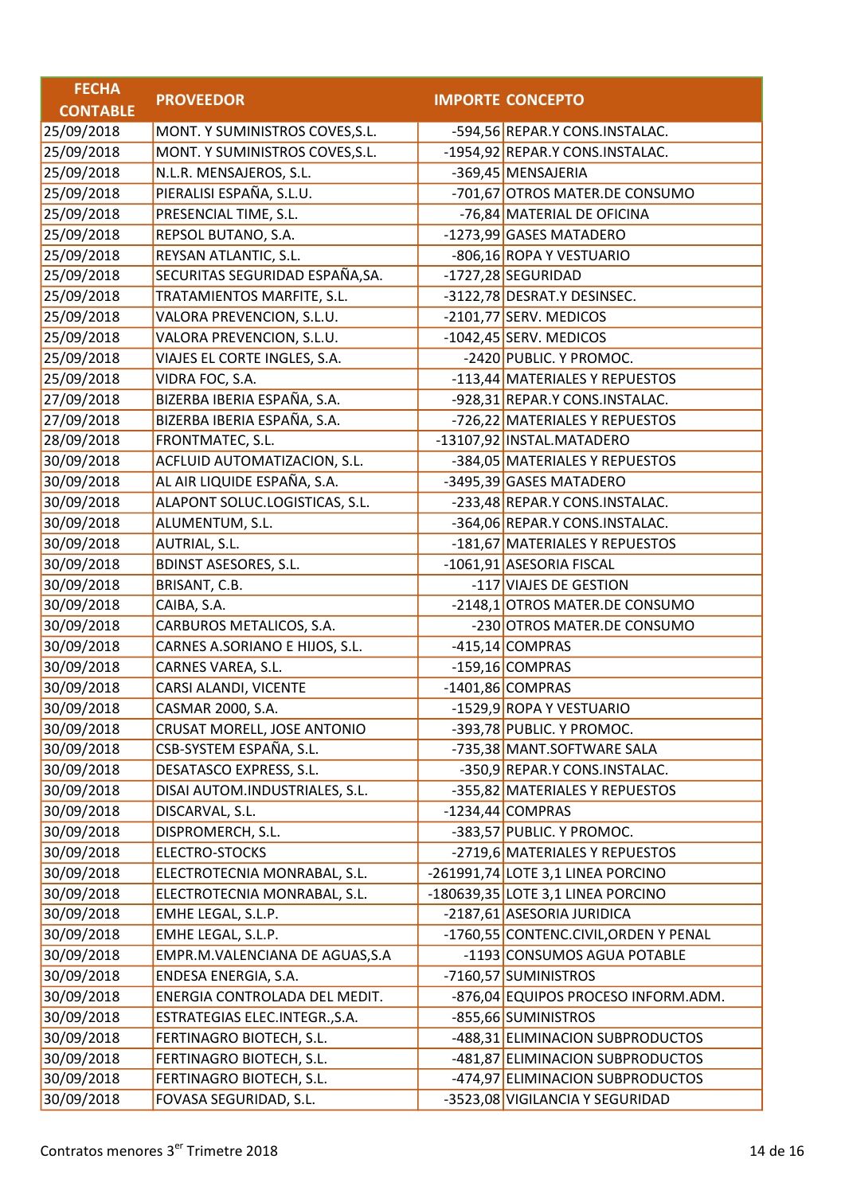| FECHA CONTABLE | PROVEEDOR | IMPORTE | CONCEPTO |
|---|---|---|---|
| 25/09/2018 | MONT. Y SUMINISTROS COVES,S.L. | -594,56 | REPAR.Y CONS.INSTALAC. |
| 25/09/2018 | MONT. Y SUMINISTROS COVES,S.L. | -1954,92 | REPAR.Y CONS.INSTALAC. |
| 25/09/2018 | N.L.R. MENSAJEROS, S.L. | -369,45 | MENSAJERIA |
| 25/09/2018 | PIERALISI ESPAÑA, S.L.U. | -701,67 | OTROS MATER.DE CONSUMO |
| 25/09/2018 | PRESENCIAL TIME, S.L. | -76,84 | MATERIAL DE OFICINA |
| 25/09/2018 | REPSOL BUTANO, S.A. | -1273,99 | GASES MATADERO |
| 25/09/2018 | REYSAN ATLANTIC, S.L. | -806,16 | ROPA Y VESTUARIO |
| 25/09/2018 | SECURITAS SEGURIDAD ESPAÑA,SA. | -1727,28 | SEGURIDAD |
| 25/09/2018 | TRATAMIENTOS MARFITE, S.L. | -3122,78 | DESRAT.Y DESINSEC. |
| 25/09/2018 | VALORA PREVENCION, S.L.U. | -2101,77 | SERV. MEDICOS |
| 25/09/2018 | VALORA PREVENCION, S.L.U. | -1042,45 | SERV. MEDICOS |
| 25/09/2018 | VIAJES EL CORTE INGLES, S.A. | -2420 | PUBLIC. Y PROMOC. |
| 25/09/2018 | VIDRA FOC, S.A. | -113,44 | MATERIALES Y REPUESTOS |
| 27/09/2018 | BIZERBA IBERIA ESPAÑA, S.A. | -928,31 | REPAR.Y CONS.INSTALAC. |
| 27/09/2018 | BIZERBA IBERIA ESPAÑA, S.A. | -726,22 | MATERIALES Y REPUESTOS |
| 28/09/2018 | FRONTMATEC, S.L. | -13107,92 | INSTAL.MATADERO |
| 30/09/2018 | ACFLUID AUTOMATIZACION, S.L. | -384,05 | MATERIALES Y REPUESTOS |
| 30/09/2018 | AL AIR LIQUIDE ESPAÑA, S.A. | -3495,39 | GASES MATADERO |
| 30/09/2018 | ALAPONT SOLUC.LOGISTICAS, S.L. | -233,48 | REPAR.Y CONS.INSTALAC. |
| 30/09/2018 | ALUMENTUM, S.L. | -364,06 | REPAR.Y CONS.INSTALAC. |
| 30/09/2018 | AUTRIAL, S.L. | -181,67 | MATERIALES Y REPUESTOS |
| 30/09/2018 | BDINST ASESORES, S.L. | -1061,91 | ASESORIA FISCAL |
| 30/09/2018 | BRISANT, C.B. | -117 | VIAJES DE GESTION |
| 30/09/2018 | CAIBA, S.A. | -2148,1 | OTROS MATER.DE CONSUMO |
| 30/09/2018 | CARBUROS METALICOS, S.A. | -230 | OTROS MATER.DE CONSUMO |
| 30/09/2018 | CARNES A.SORIANO E HIJOS, S.L. | -415,14 | COMPRAS |
| 30/09/2018 | CARNES VAREA, S.L. | -159,16 | COMPRAS |
| 30/09/2018 | CARSI ALANDI, VICENTE | -1401,86 | COMPRAS |
| 30/09/2018 | CASMAR 2000, S.A. | -1529,9 | ROPA Y VESTUARIO |
| 30/09/2018 | CRUSAT MORELL, JOSE ANTONIO | -393,78 | PUBLIC. Y PROMOC. |
| 30/09/2018 | CSB-SYSTEM ESPAÑA, S.L. | -735,38 | MANT.SOFTWARE SALA |
| 30/09/2018 | DESATASCO EXPRESS, S.L. | -350,9 | REPAR.Y CONS.INSTALAC. |
| 30/09/2018 | DISAI AUTOM.INDUSTRIALES, S.L. | -355,82 | MATERIALES Y REPUESTOS |
| 30/09/2018 | DISCARVAL, S.L. | -1234,44 | COMPRAS |
| 30/09/2018 | DISPROMERCH, S.L. | -383,57 | PUBLIC. Y PROMOC. |
| 30/09/2018 | ELECTRO-STOCKS | -2719,6 | MATERIALES Y REPUESTOS |
| 30/09/2018 | ELECTROTECNIA MONRABAL, S.L. | -261991,74 | LOTE 3,1 LINEA PORCINO |
| 30/09/2018 | ELECTROTECNIA MONRABAL, S.L. | -180639,35 | LOTE 3,1 LINEA PORCINO |
| 30/09/2018 | EMHE LEGAL, S.L.P. | -2187,61 | ASESORIA JURIDICA |
| 30/09/2018 | EMHE LEGAL, S.L.P. | -1760,55 | CONTENC.CIVIL,ORDEN Y PENAL |
| 30/09/2018 | EMPR.M.VALENCIANA DE AGUAS,S.A | -1193 | CONSUMOS AGUA POTABLE |
| 30/09/2018 | ENDESA ENERGIA, S.A. | -7160,57 | SUMINISTROS |
| 30/09/2018 | ENERGIA CONTROLADA DEL MEDIT. | -876,04 | EQUIPOS PROCESO INFORM.ADM. |
| 30/09/2018 | ESTRATEGIAS ELEC.INTEGR.,S.A. | -855,66 | SUMINISTROS |
| 30/09/2018 | FERTINAGRO BIOTECH, S.L. | -488,31 | ELIMINACION SUBPRODUCTOS |
| 30/09/2018 | FERTINAGRO BIOTECH, S.L. | -481,87 | ELIMINACION SUBPRODUCTOS |
| 30/09/2018 | FERTINAGRO BIOTECH, S.L. | -474,97 | ELIMINACION SUBPRODUCTOS |
| 30/09/2018 | FOVASA SEGURIDAD, S.L. | -3523,08 | VIGILANCIA Y SEGURIDAD |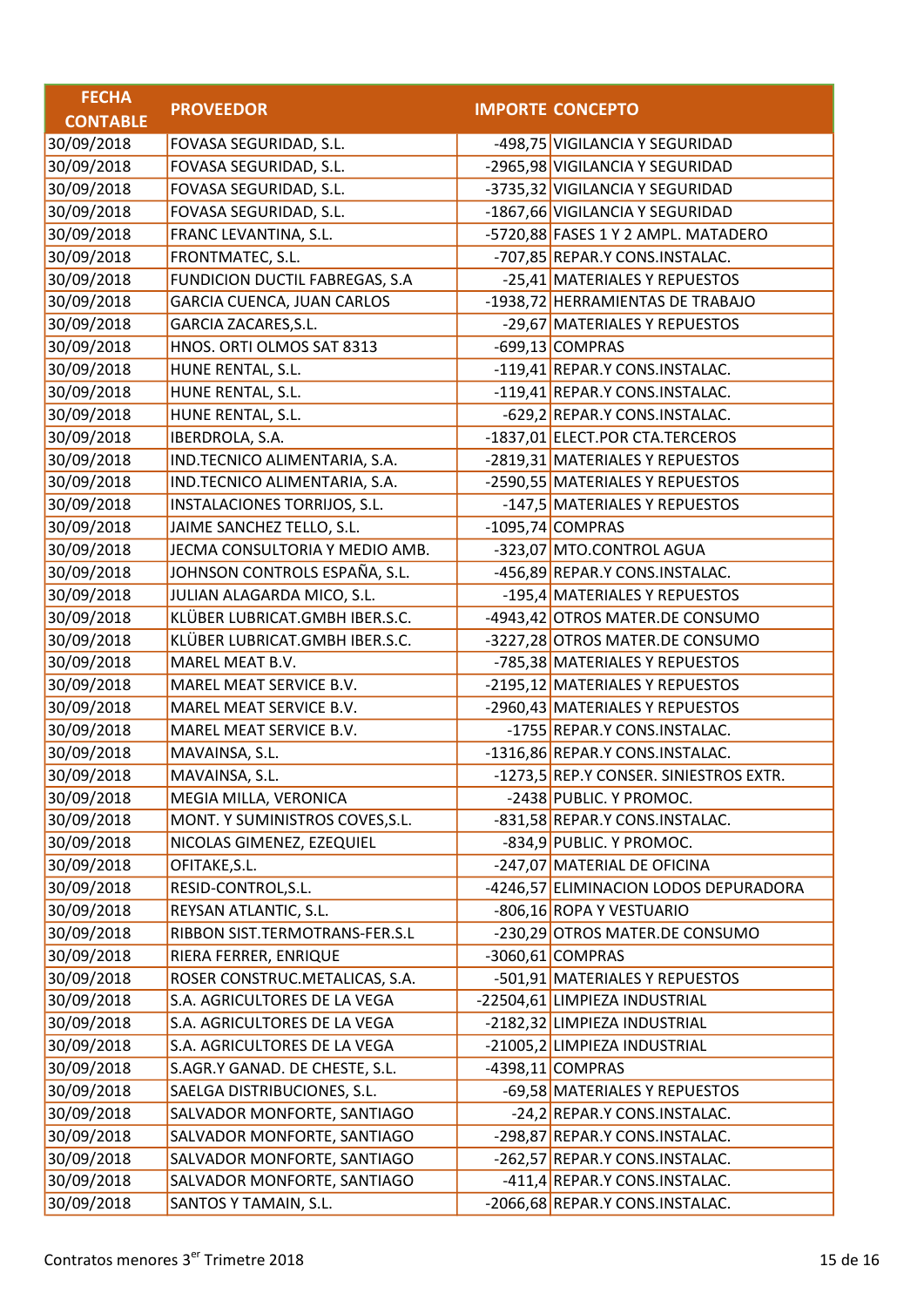| FECHA CONTABLE | PROVEEDOR | IMPORTE | CONCEPTO |
|---|---|---|---|
| 30/09/2018 | FOVASA SEGURIDAD, S.L. | -498,75 | VIGILANCIA Y SEGURIDAD |
| 30/09/2018 | FOVASA SEGURIDAD, S.L. | -2965,98 | VIGILANCIA Y SEGURIDAD |
| 30/09/2018 | FOVASA SEGURIDAD, S.L. | -3735,32 | VIGILANCIA Y SEGURIDAD |
| 30/09/2018 | FOVASA SEGURIDAD, S.L. | -1867,66 | VIGILANCIA Y SEGURIDAD |
| 30/09/2018 | FRANC LEVANTINA, S.L. | -5720,88 | FASES 1 Y 2 AMPL. MATADERO |
| 30/09/2018 | FRONTMATEC, S.L. | -707,85 | REPAR.Y CONS.INSTALAC. |
| 30/09/2018 | FUNDICION DUCTIL FABREGAS, S.A | -25,41 | MATERIALES Y REPUESTOS |
| 30/09/2018 | GARCIA CUENCA, JUAN CARLOS | -1938,72 | HERRAMIENTAS DE TRABAJO |
| 30/09/2018 | GARCIA ZACARES,S.L. | -29,67 | MATERIALES Y REPUESTOS |
| 30/09/2018 | HNOS. ORTI OLMOS SAT 8313 | -699,13 | COMPRAS |
| 30/09/2018 | HUNE RENTAL, S.L. | -119,41 | REPAR.Y CONS.INSTALAC. |
| 30/09/2018 | HUNE RENTAL, S.L. | -119,41 | REPAR.Y CONS.INSTALAC. |
| 30/09/2018 | HUNE RENTAL, S.L. | -629,2 | REPAR.Y CONS.INSTALAC. |
| 30/09/2018 | IBERDROLA, S.A. | -1837,01 | ELECT.POR CTA.TERCEROS |
| 30/09/2018 | IND.TECNICO ALIMENTARIA, S.A. | -2819,31 | MATERIALES Y REPUESTOS |
| 30/09/2018 | IND.TECNICO ALIMENTARIA, S.A. | -2590,55 | MATERIALES Y REPUESTOS |
| 30/09/2018 | INSTALACIONES TORRIJOS, S.L. | -147,5 | MATERIALES Y REPUESTOS |
| 30/09/2018 | JAIME SANCHEZ TELLO, S.L. | -1095,74 | COMPRAS |
| 30/09/2018 | JECMA CONSULTORIA Y MEDIO AMB. | -323,07 | MTO.CONTROL AGUA |
| 30/09/2018 | JOHNSON CONTROLS ESPAÑA, S.L. | -456,89 | REPAR.Y CONS.INSTALAC. |
| 30/09/2018 | JULIAN ALAGARDA MICO, S.L. | -195,4 | MATERIALES Y REPUESTOS |
| 30/09/2018 | KLÜBER LUBRICAT.GMBH IBER.S.C. | -4943,42 | OTROS MATER.DE CONSUMO |
| 30/09/2018 | KLÜBER LUBRICAT.GMBH IBER.S.C. | -3227,28 | OTROS MATER.DE CONSUMO |
| 30/09/2018 | MAREL MEAT B.V. | -785,38 | MATERIALES Y REPUESTOS |
| 30/09/2018 | MAREL MEAT SERVICE B.V. | -2195,12 | MATERIALES Y REPUESTOS |
| 30/09/2018 | MAREL MEAT SERVICE B.V. | -2960,43 | MATERIALES Y REPUESTOS |
| 30/09/2018 | MAREL MEAT SERVICE B.V. | -1755 | REPAR.Y CONS.INSTALAC. |
| 30/09/2018 | MAVAINSA, S.L. | -1316,86 | REPAR.Y CONS.INSTALAC. |
| 30/09/2018 | MAVAINSA, S.L. | -1273,5 | REP.Y CONSER. SINIESTROS EXTR. |
| 30/09/2018 | MEGIA MILLA, VERONICA | -2438 | PUBLIC. Y PROMOC. |
| 30/09/2018 | MONT. Y SUMINISTROS COVES,S.L. | -831,58 | REPAR.Y CONS.INSTALAC. |
| 30/09/2018 | NICOLAS GIMENEZ, EZEQUIEL | -834,9 | PUBLIC. Y PROMOC. |
| 30/09/2018 | OFITAKE,S.L. | -247,07 | MATERIAL DE OFICINA |
| 30/09/2018 | RESID-CONTROL,S.L. | -4246,57 | ELIMINACION LODOS DEPURADORA |
| 30/09/2018 | REYSAN ATLANTIC, S.L. | -806,16 | ROPA Y VESTUARIO |
| 30/09/2018 | RIBBON SIST.TERMOTRANS-FER.S.L | -230,29 | OTROS MATER.DE CONSUMO |
| 30/09/2018 | RIERA FERRER, ENRIQUE | -3060,61 | COMPRAS |
| 30/09/2018 | ROSER CONSTRUC.METALICAS, S.A. | -501,91 | MATERIALES Y REPUESTOS |
| 30/09/2018 | S.A. AGRICULTORES DE LA VEGA | -22504,61 | LIMPIEZA INDUSTRIAL |
| 30/09/2018 | S.A. AGRICULTORES DE LA VEGA | -2182,32 | LIMPIEZA INDUSTRIAL |
| 30/09/2018 | S.A. AGRICULTORES DE LA VEGA | -21005,2 | LIMPIEZA INDUSTRIAL |
| 30/09/2018 | S.AGR.Y GANAD. DE CHESTE, S.L. | -4398,11 | COMPRAS |
| 30/09/2018 | SAELGA DISTRIBUCIONES, S.L. | -69,58 | MATERIALES Y REPUESTOS |
| 30/09/2018 | SALVADOR MONFORTE, SANTIAGO | -24,2 | REPAR.Y CONS.INSTALAC. |
| 30/09/2018 | SALVADOR MONFORTE, SANTIAGO | -298,87 | REPAR.Y CONS.INSTALAC. |
| 30/09/2018 | SALVADOR MONFORTE, SANTIAGO | -262,57 | REPAR.Y CONS.INSTALAC. |
| 30/09/2018 | SALVADOR MONFORTE, SANTIAGO | -411,4 | REPAR.Y CONS.INSTALAC. |
| 30/09/2018 | SANTOS Y TAMAIN, S.L. | -2066,68 | REPAR.Y CONS.INSTALAC. |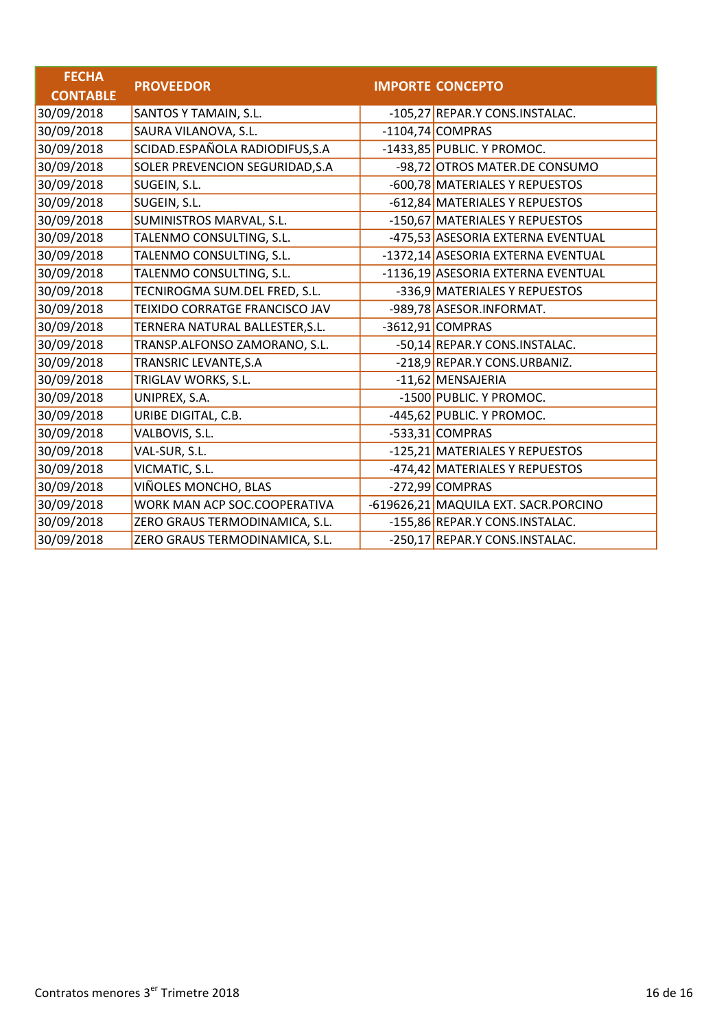| FECHA CONTABLE | PROVEEDOR | IMPORTE | CONCEPTO |
|---|---|---|---|
| 30/09/2018 | SANTOS Y TAMAIN, S.L. | -105,27 | REPAR.Y CONS.INSTALAC. |
| 30/09/2018 | SAURA VILANOVA, S.L. | -1104,74 | COMPRAS |
| 30/09/2018 | SCIDAD.ESPAÑOLA RADIODIFUS,S.A | -1433,85 | PUBLIC. Y PROMOC. |
| 30/09/2018 | SOLER PREVENCION SEGURIDAD,S.A | -98,72 | OTROS MATER.DE CONSUMO |
| 30/09/2018 | SUGEIN, S.L. | -600,78 | MATERIALES Y REPUESTOS |
| 30/09/2018 | SUGEIN, S.L. | -612,84 | MATERIALES Y REPUESTOS |
| 30/09/2018 | SUMINISTROS MARVAL, S.L. | -150,67 | MATERIALES Y REPUESTOS |
| 30/09/2018 | TALENMO CONSULTING, S.L. | -475,53 | ASESORIA EXTERNA EVENTUAL |
| 30/09/2018 | TALENMO CONSULTING, S.L. | -1372,14 | ASESORIA EXTERNA EVENTUAL |
| 30/09/2018 | TALENMO CONSULTING, S.L. | -1136,19 | ASESORIA EXTERNA EVENTUAL |
| 30/09/2018 | TECNIROGMA SUM.DEL FRED, S.L. | -336,9 | MATERIALES Y REPUESTOS |
| 30/09/2018 | TEIXIDO CORRATGE FRANCISCO JAV | -989,78 | ASESOR.INFORMAT. |
| 30/09/2018 | TERNERA NATURAL BALLESTER,S.L. | -3612,91 | COMPRAS |
| 30/09/2018 | TRANSP.ALFONSO ZAMORANO, S.L. | -50,14 | REPAR.Y CONS.INSTALAC. |
| 30/09/2018 | TRANSRIC LEVANTE,S.A | -218,9 | REPAR.Y CONS.URBANIZ. |
| 30/09/2018 | TRIGLAV WORKS, S.L. | -11,62 | MENSAJERIA |
| 30/09/2018 | UNIPREX, S.A. | -1500 | PUBLIC. Y PROMOC. |
| 30/09/2018 | URIBE DIGITAL, C.B. | -445,62 | PUBLIC. Y PROMOC. |
| 30/09/2018 | VALBOVIS, S.L. | -533,31 | COMPRAS |
| 30/09/2018 | VAL-SUR, S.L. | -125,21 | MATERIALES Y REPUESTOS |
| 30/09/2018 | VICMATIC, S.L. | -474,42 | MATERIALES Y REPUESTOS |
| 30/09/2018 | VIÑOLES MONCHO, BLAS | -272,99 | COMPRAS |
| 30/09/2018 | WORK MAN ACP SOC.COOPERATIVA | -619626,21 | MAQUILA EXT. SACR.PORCINO |
| 30/09/2018 | ZERO GRAUS TERMODINAMICA, S.L. | -155,86 | REPAR.Y CONS.INSTALAC. |
| 30/09/2018 | ZERO GRAUS TERMODINAMICA, S.L. | -250,17 | REPAR.Y CONS.INSTALAC. |